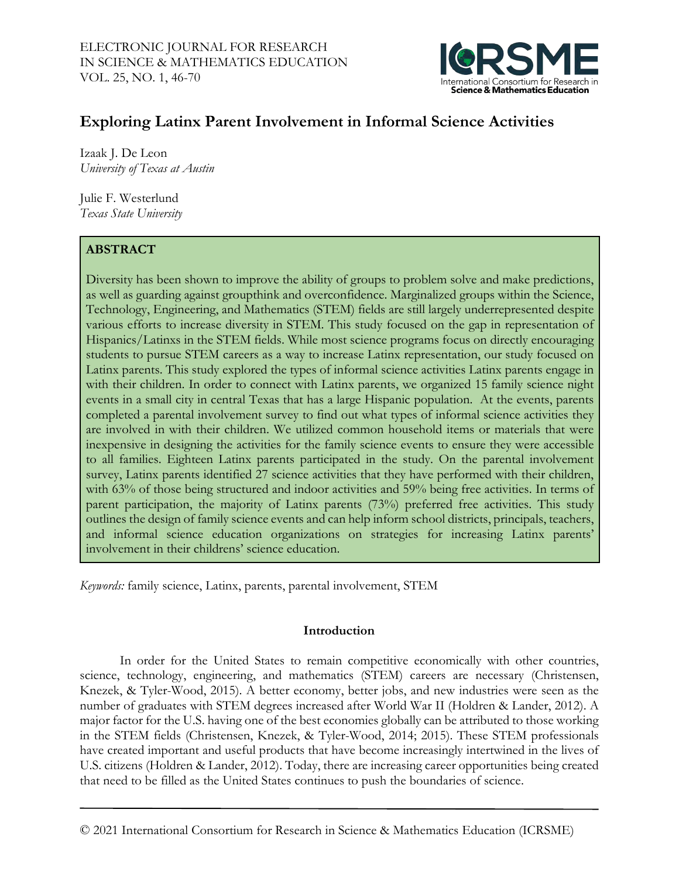# Exploring Latinx Parent Involvement in Informal Science Activities

Izaak J. De Leon
*University of Texas at Austin*

Julie F. Westerlund
*Texas State University*

## ABSTRACT

Diversity has been shown to improve the ability of groups to problem solve and make predictions, as well as guarding against groupthink and overconfidence. Marginalized groups within the Science, Technology, Engineering, and Mathematics (STEM) fields are still largely underrepresented despite various efforts to increase diversity in STEM. This study focused on the gap in representation of Hispanics/Latinxs in the STEM fields. While most science programs focus on directly encouraging students to pursue STEM careers as a way to increase Latinx representation, our study focused on Latinx parents. This study explored the types of informal science activities Latinx parents engage in with their children. In order to connect with Latinx parents, we organized 15 family science night events in a small city in central Texas that has a large Hispanic population. At the events, parents completed a parental involvement survey to find out what types of informal science activities they are involved in with their children. We utilized common household items or materials that were inexpensive in designing the activities for the family science events to ensure they were accessible to all families. Eighteen Latinx parents participated in the study. On the parental involvement survey, Latinx parents identified 27 science activities that they have performed with their children, with 63% of those being structured and indoor activities and 59% being free activities. In terms of parent participation, the majority of Latinx parents (73%) preferred free activities. This study outlines the design of family science events and can help inform school districts, principals, teachers, and informal science education organizations on strategies for increasing Latinx parents' involvement in their childrens' science education.

*Keywords:* family science, Latinx, parents, parental involvement, STEM

## Introduction

In order for the United States to remain competitive economically with other countries, science, technology, engineering, and mathematics (STEM) careers are necessary (Christensen, Knezek, & Tyler-Wood, 2015). A better economy, better jobs, and new industries were seen as the number of graduates with STEM degrees increased after World War II (Holdren & Lander, 2012). A major factor for the U.S. having one of the best economies globally can be attributed to those working in the STEM fields (Christensen, Knezek, & Tyler-Wood, 2014; 2015). These STEM professionals have created important and useful products that have become increasingly intertwined in the lives of U.S. citizens (Holdren & Lander, 2012). Today, there are increasing career opportunities being created that need to be filled as the United States continues to push the boundaries of science.

© 2021 International Consortium for Research in Science & Mathematics Education (ICRSME)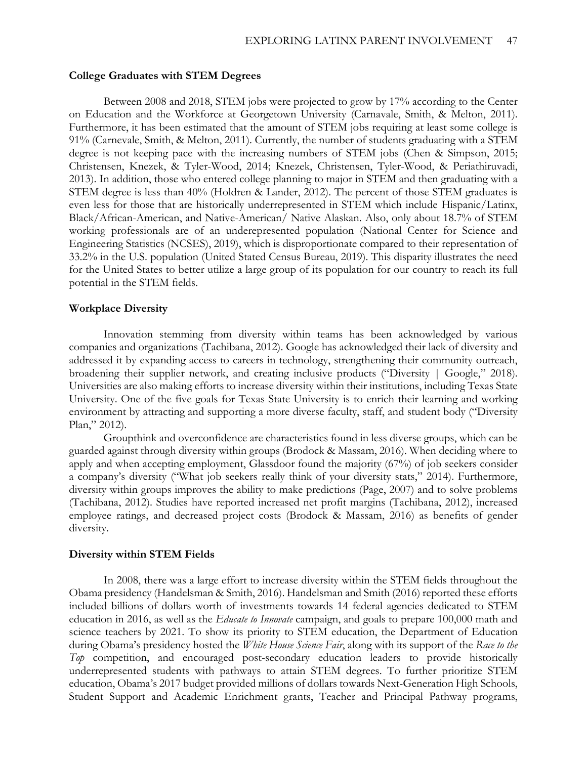## College Graduates with STEM Degrees

Between 2008 and 2018, STEM jobs were projected to grow by 17% according to the Center on Education and the Workforce at Georgetown University (Carnavale, Smith, & Melton, 2011). Furthermore, it has been estimated that the amount of STEM jobs requiring at least some college is 91% (Carnevale, Smith, & Melton, 2011). Currently, the number of students graduating with a STEM degree is not keeping pace with the increasing numbers of STEM jobs (Chen & Simpson, 2015; Christensen, Knezek, & Tyler-Wood, 2014; Knezek, Christensen, Tyler-Wood, & Periathiruvadi, 2013). In addition, those who entered college planning to major in STEM and then graduating with a STEM degree is less than 40% (Holdren & Lander, 2012). The percent of those STEM graduates is even less for those that are historically underrepresented in STEM which include Hispanic/Latinx, Black/African-American, and Native-American/ Native Alaskan. Also, only about 18.7% of STEM working professionals are of an underepresented population (National Center for Science and Engineering Statistics (NCSES), 2019), which is disproportionate compared to their representation of 33.2% in the U.S. population (United Stated Census Bureau, 2019). This disparity illustrates the need for the United States to better utilize a large group of its population for our country to reach its full potential in the STEM fields.

## Workplace Diversity

Innovation stemming from diversity within teams has been acknowledged by various companies and organizations (Tachibana, 2012). Google has acknowledged their lack of diversity and addressed it by expanding access to careers in technology, strengthening their community outreach, broadening their supplier network, and creating inclusive products ("Diversity | Google," 2018). Universities are also making efforts to increase diversity within their institutions, including Texas State University. One of the five goals for Texas State University is to enrich their learning and working environment by attracting and supporting a more diverse faculty, staff, and student body ("Diversity Plan," 2012).

Groupthink and overconfidence are characteristics found in less diverse groups, which can be guarded against through diversity within groups (Brodock & Massam, 2016). When deciding where to apply and when accepting employment, Glassdoor found the majority (67%) of job seekers consider a company's diversity ("What job seekers really think of your diversity stats," 2014). Furthermore, diversity within groups improves the ability to make predictions (Page, 2007) and to solve problems (Tachibana, 2012). Studies have reported increased net profit margins (Tachibana, 2012), increased employee ratings, and decreased project costs (Brodock & Massam, 2016) as benefits of gender diversity.

## Diversity within STEM Fields

In 2008, there was a large effort to increase diversity within the STEM fields throughout the Obama presidency (Handelsman & Smith, 2016). Handelsman and Smith (2016) reported these efforts included billions of dollars worth of investments towards 14 federal agencies dedicated to STEM education in 2016, as well as the *Educate to Innovate* campaign, and goals to prepare 100,000 math and science teachers by 2021. To show its priority to STEM education, the Department of Education during Obama's presidency hosted the *White House Science Fair*, along with its support of the *Race to the Top* competition, and encouraged post-secondary education leaders to provide historically underrepresented students with pathways to attain STEM degrees. To further prioritize STEM education, Obama's 2017 budget provided millions of dollars towards Next-Generation High Schools, Student Support and Academic Enrichment grants, Teacher and Principal Pathway programs,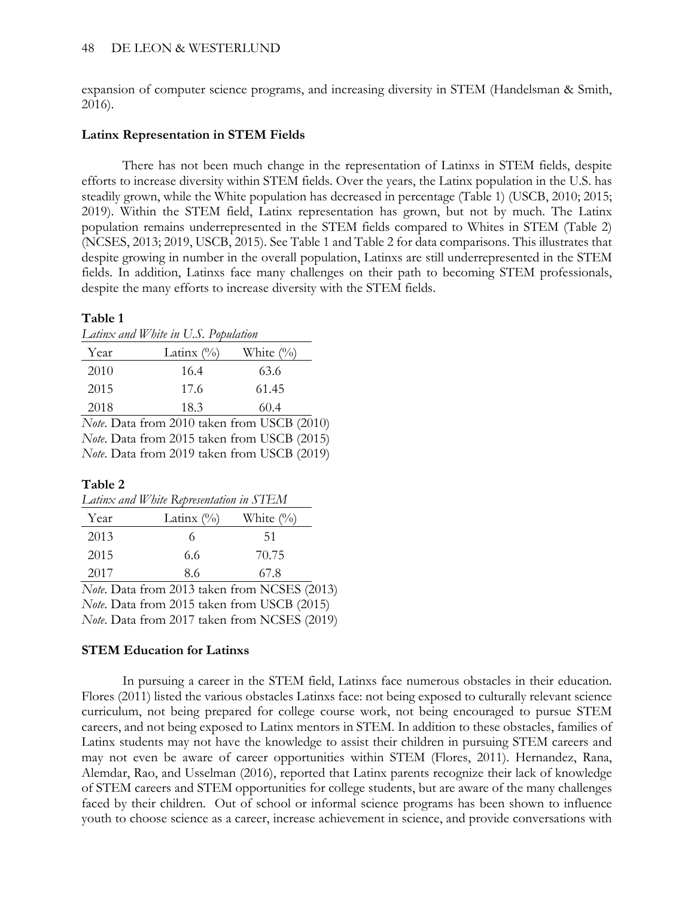expansion of computer science programs, and increasing diversity in STEM (Handelsman & Smith, 2016).

### Latinx Representation in STEM Fields

There has not been much change in the representation of Latinxs in STEM fields, despite efforts to increase diversity within STEM fields. Over the years, the Latinx population in the U.S. has steadily grown, while the White population has decreased in percentage (Table 1) (USCB, 2010; 2015; 2019). Within the STEM field, Latinx representation has grown, but not by much. The Latinx population remains underrepresented in the STEM fields compared to Whites in STEM (Table 2) (NCSES, 2013; 2019, USCB, 2015). See Table 1 and Table 2 for data comparisons. This illustrates that despite growing in number in the overall population, Latinxs are still underrepresented in the STEM fields. In addition, Latinxs face many challenges on their path to becoming STEM professionals, despite the many efforts to increase diversity with the STEM fields.

**Table 1**

*Latinx and White in U.S. Population*

| Year | Latinx (%) | White (%) |
|---|---|---|
| 2010 | 16.4 | 63.6 |
| 2015 | 17.6 | 61.45 |
| 2018 | 18.3 | 60.4 |

*Note*. Data from 2010 taken from USCB (2010)
*Note*. Data from 2015 taken from USCB (2015)
*Note*. Data from 2019 taken from USCB (2019)

**Table 2**

*Latinx and White Representation in STEM*

| Year | Latinx (%) | White (%) |
|---|---|---|
| 2013 | 6 | 51 |
| 2015 | 6.6 | 70.75 |
| 2017 | 8.6 | 67.8 |

*Note*. Data from 2013 taken from NCSES (2013)
*Note*. Data from 2015 taken from USCB (2015)
*Note*. Data from 2017 taken from NCSES (2019)

### STEM Education for Latinxs

In pursuing a career in the STEM field, Latinxs face numerous obstacles in their education. Flores (2011) listed the various obstacles Latinxs face: not being exposed to culturally relevant science curriculum, not being prepared for college course work, not being encouraged to pursue STEM careers, and not being exposed to Latinx mentors in STEM. In addition to these obstacles, families of Latinx students may not have the knowledge to assist their children in pursuing STEM careers and may not even be aware of career opportunities within STEM (Flores, 2011). Hernandez, Rana, Alemdar, Rao, and Usselman (2016), reported that Latinx parents recognize their lack of knowledge of STEM careers and STEM opportunities for college students, but are aware of the many challenges faced by their children. Out of school or informal science programs has been shown to influence youth to choose science as a career, increase achievement in science, and provide conversations with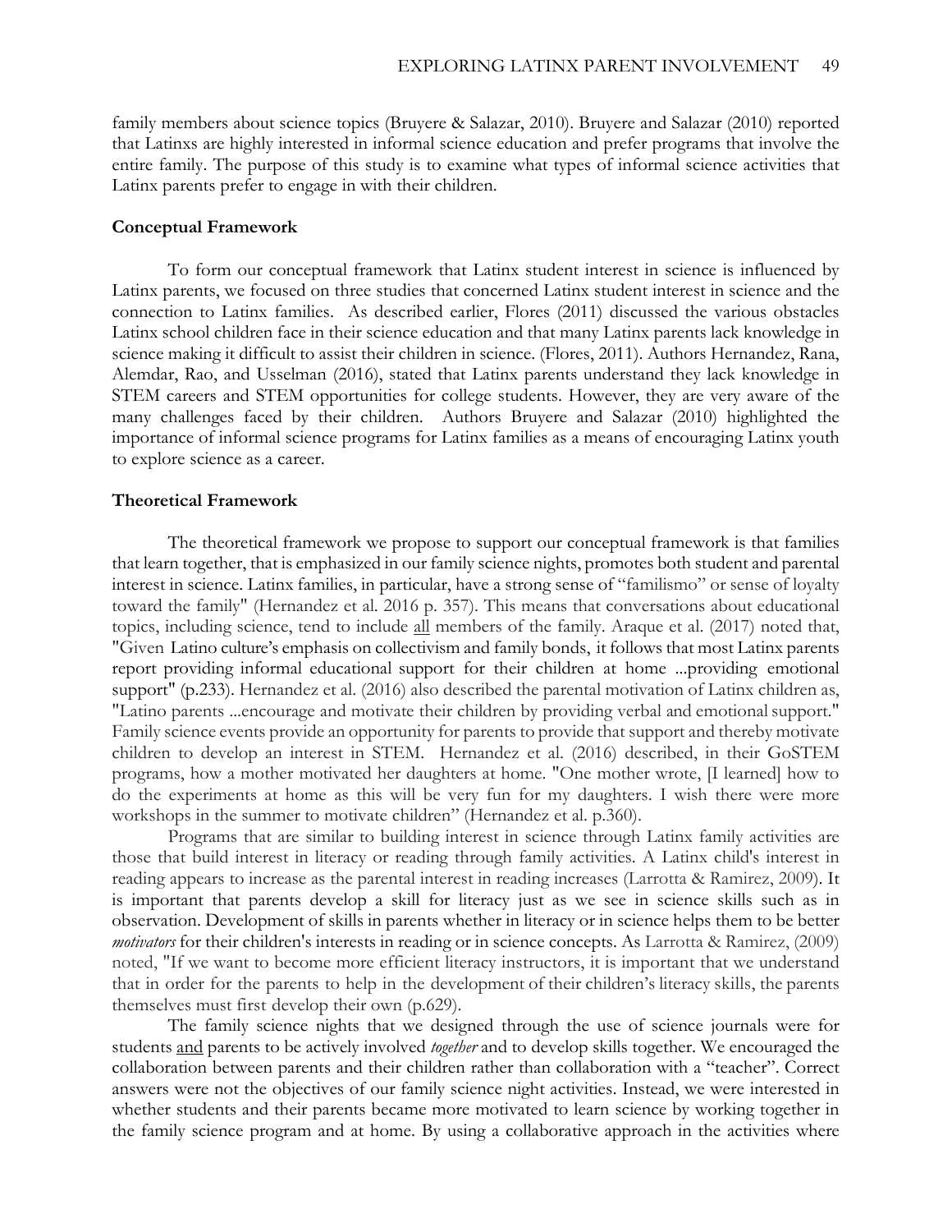family members about science topics (Bruyere & Salazar, 2010). Bruyere and Salazar (2010) reported that Latinxs are highly interested in informal science education and prefer programs that involve the entire family. The purpose of this study is to examine what types of informal science activities that Latinx parents prefer to engage in with their children.

### Conceptual Framework

To form our conceptual framework that Latinx student interest in science is influenced by Latinx parents, we focused on three studies that concerned Latinx student interest in science and the connection to Latinx families. As described earlier, Flores (2011) discussed the various obstacles Latinx school children face in their science education and that many Latinx parents lack knowledge in science making it difficult to assist their children in science. (Flores, 2011). Authors Hernandez, Rana, Alemdar, Rao, and Usselman (2016), stated that Latinx parents understand they lack knowledge in STEM careers and STEM opportunities for college students. However, they are very aware of the many challenges faced by their children. Authors Bruyere and Salazar (2010) highlighted the importance of informal science programs for Latinx families as a means of encouraging Latinx youth to explore science as a career.

### Theoretical Framework

The theoretical framework we propose to support our conceptual framework is that families that learn together, that is emphasized in our family science nights, promotes both student and parental interest in science. Latinx families, in particular, have a strong sense of "familismo" or sense of loyalty toward the family" (Hernandez et al. 2016 p. 357). This means that conversations about educational topics, including science, tend to include <u>all</u> members of the family. Araque et al. (2017) noted that, "Given Latino culture's emphasis on collectivism and family bonds, it follows that most Latinx parents report providing informal educational support for their children at home ...providing emotional support" (p.233). Hernandez et al. (2016) also described the parental motivation of Latinx children as, "Latino parents ...encourage and motivate their children by providing verbal and emotional support." Family science events provide an opportunity for parents to provide that support and thereby motivate children to develop an interest in STEM. Hernandez et al. (2016) described, in their GoSTEM programs, how a mother motivated her daughters at home. "One mother wrote, [I learned] how to do the experiments at home as this will be very fun for my daughters. I wish there were more workshops in the summer to motivate children" (Hernandez et al. p.360).

Programs that are similar to building interest in science through Latinx family activities are those that build interest in literacy or reading through family activities. A Latinx child's interest in reading appears to increase as the parental interest in reading increases (Larrotta & Ramirez, 2009). It is important that parents develop a skill for literacy just as we see in science skills such as in observation. Development of skills in parents whether in literacy or in science helps them to be better *motivators* for their children's interests in reading or in science concepts. As Larrotta & Ramirez, (2009) noted, "If we want to become more efficient literacy instructors, it is important that we understand that in order for the parents to help in the development of their children's literacy skills, the parents themselves must first develop their own (p.629).

The family science nights that we designed through the use of science journals were for students <u>and</u> parents to be actively involved *together* and to develop skills together. We encouraged the collaboration between parents and their children rather than collaboration with a "teacher". Correct answers were not the objectives of our family science night activities. Instead, we were interested in whether students and their parents became more motivated to learn science by working together in the family science program and at home. By using a collaborative approach in the activities where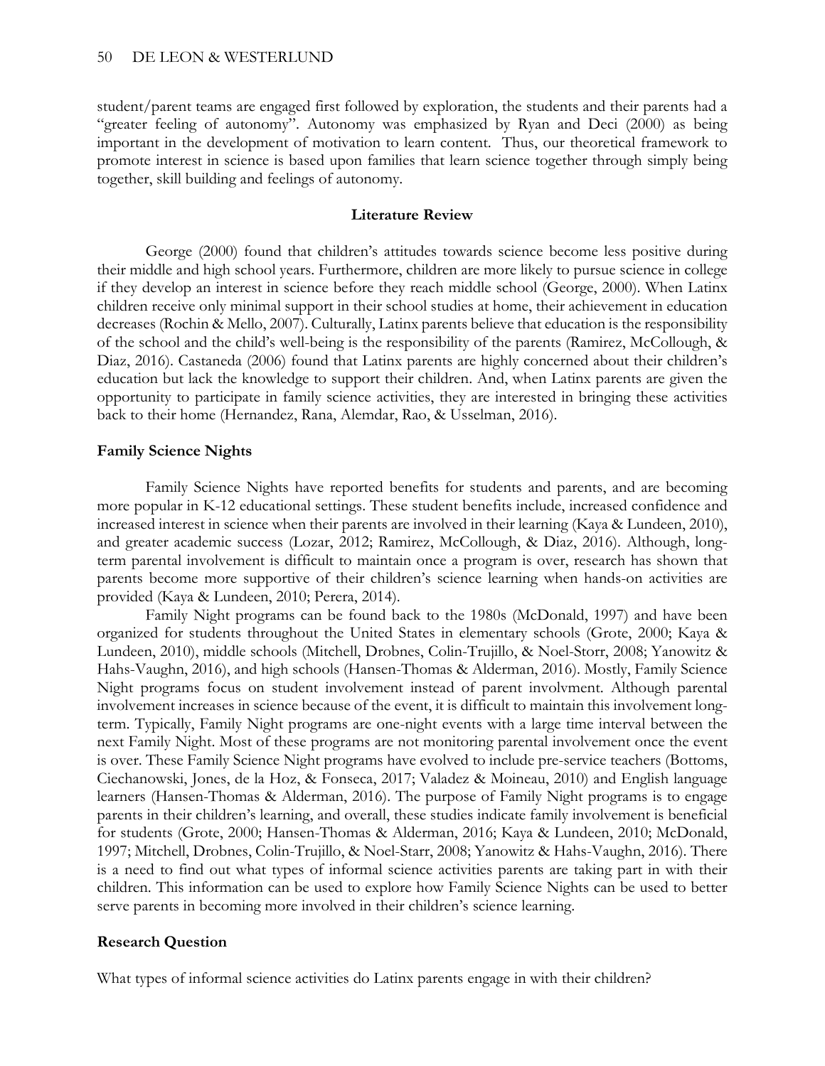student/parent teams are engaged first followed by exploration, the students and their parents had a "greater feeling of autonomy". Autonomy was emphasized by Ryan and Deci (2000) as being important in the development of motivation to learn content. Thus, our theoretical framework to promote interest in science is based upon families that learn science together through simply being together, skill building and feelings of autonomy.

## Literature Review

George (2000) found that children's attitudes towards science become less positive during their middle and high school years. Furthermore, children are more likely to pursue science in college if they develop an interest in science before they reach middle school (George, 2000). When Latinx children receive only minimal support in their school studies at home, their achievement in education decreases (Rochin & Mello, 2007). Culturally, Latinx parents believe that education is the responsibility of the school and the child's well-being is the responsibility of the parents (Ramirez, McCollough, & Diaz, 2016). Castaneda (2006) found that Latinx parents are highly concerned about their children's education but lack the knowledge to support their children. And, when Latinx parents are given the opportunity to participate in family science activities, they are interested in bringing these activities back to their home (Hernandez, Rana, Alemdar, Rao, & Usselman, 2016).

### Family Science Nights

Family Science Nights have reported benefits for students and parents, and are becoming more popular in K-12 educational settings. These student benefits include, increased confidence and increased interest in science when their parents are involved in their learning (Kaya & Lundeen, 2010), and greater academic success (Lozar, 2012; Ramirez, McCollough, & Diaz, 2016). Although, long-term parental involvement is difficult to maintain once a program is over, research has shown that parents become more supportive of their children's science learning when hands-on activities are provided (Kaya & Lundeen, 2010; Perera, 2014).

Family Night programs can be found back to the 1980s (McDonald, 1997) and have been organized for students throughout the United States in elementary schools (Grote, 2000; Kaya & Lundeen, 2010), middle schools (Mitchell, Drobnes, Colin-Trujillo, & Noel-Storr, 2008; Yanowitz & Hahs-Vaughn, 2016), and high schools (Hansen-Thomas & Alderman, 2016). Mostly, Family Science Night programs focus on student involvement instead of parent involvment. Although parental involvement increases in science because of the event, it is difficult to maintain this involvement long-term. Typically, Family Night programs are one-night events with a large time interval between the next Family Night. Most of these programs are not monitoring parental involvement once the event is over. These Family Science Night programs have evolved to include pre-service teachers (Bottoms, Ciechanowski, Jones, de la Hoz, & Fonseca, 2017; Valadez & Moineau, 2010) and English language learners (Hansen-Thomas & Alderman, 2016). The purpose of Family Night programs is to engage parents in their children's learning, and overall, these studies indicate family involvement is beneficial for students (Grote, 2000; Hansen-Thomas & Alderman, 2016; Kaya & Lundeen, 2010; McDonald, 1997; Mitchell, Drobnes, Colin-Trujillo, & Noel-Starr, 2008; Yanowitz & Hahs-Vaughn, 2016). There is a need to find out what types of informal science activities parents are taking part in with their children. This information can be used to explore how Family Science Nights can be used to better serve parents in becoming more involved in their children's science learning.

### Research Question

What types of informal science activities do Latinx parents engage in with their children?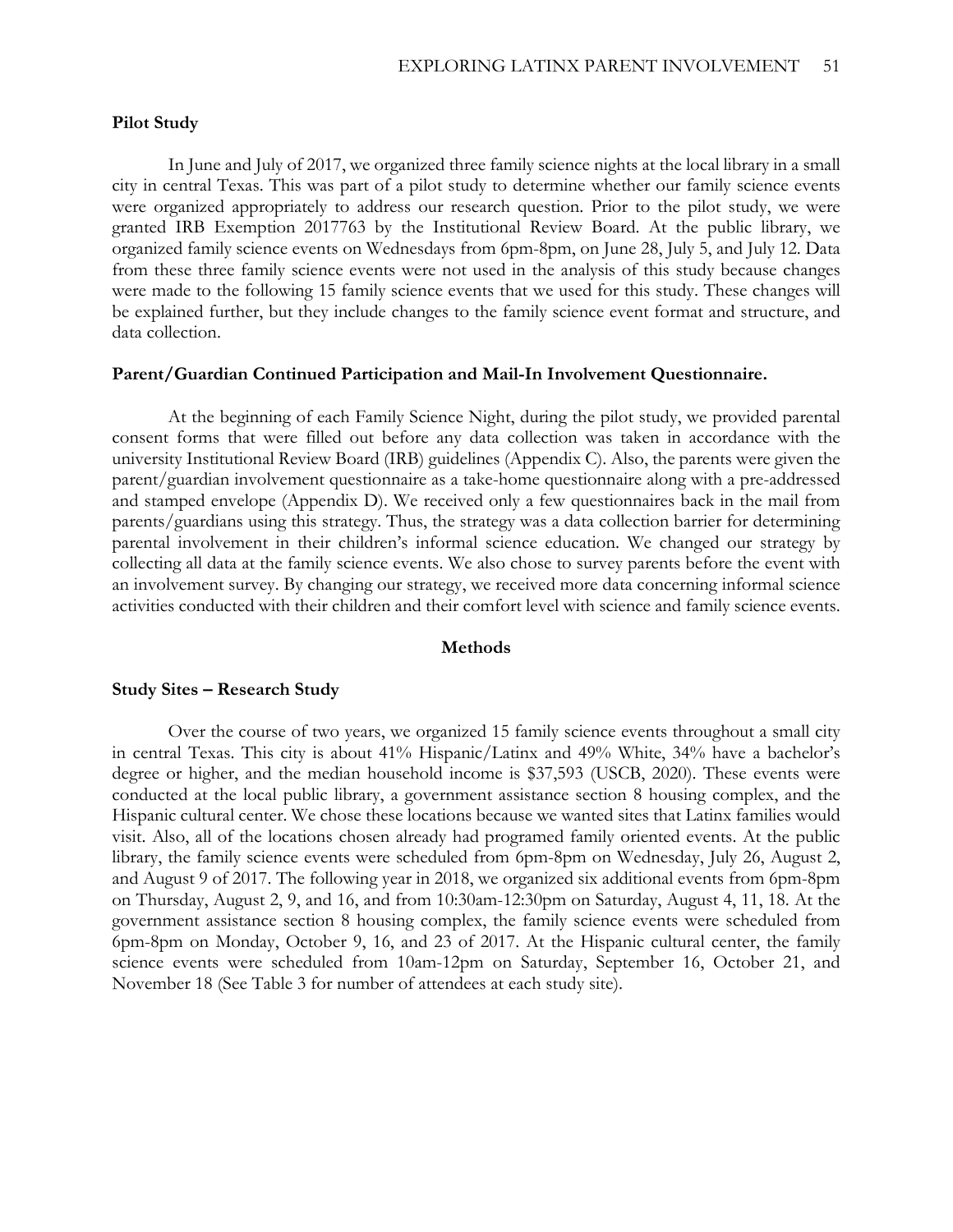### Pilot Study

In June and July of 2017, we organized three family science nights at the local library in a small city in central Texas. This was part of a pilot study to determine whether our family science events were organized appropriately to address our research question. Prior to the pilot study, we were granted IRB Exemption 2017763 by the Institutional Review Board. At the public library, we organized family science events on Wednesdays from 6pm-8pm, on June 28, July 5, and July 12. Data from these three family science events were not used in the analysis of this study because changes were made to the following 15 family science events that we used for this study. These changes will be explained further, but they include changes to the family science event format and structure, and data collection.

### Parent/Guardian Continued Participation and Mail-In Involvement Questionnaire.

At the beginning of each Family Science Night, during the pilot study, we provided parental consent forms that were filled out before any data collection was taken in accordance with the university Institutional Review Board (IRB) guidelines (Appendix C). Also, the parents were given the parent/guardian involvement questionnaire as a take-home questionnaire along with a pre-addressed and stamped envelope (Appendix D). We received only a few questionnaires back in the mail from parents/guardians using this strategy. Thus, the strategy was a data collection barrier for determining parental involvement in their children's informal science education. We changed our strategy by collecting all data at the family science events. We also chose to survey parents before the event with an involvement survey. By changing our strategy, we received more data concerning informal science activities conducted with their children and their comfort level with science and family science events.

## Methods

### Study Sites – Research Study

Over the course of two years, we organized 15 family science events throughout a small city in central Texas. This city is about 41% Hispanic/Latinx and 49% White, 34% have a bachelor's degree or higher, and the median household income is $37,593 (USCB, 2020). These events were conducted at the local public library, a government assistance section 8 housing complex, and the Hispanic cultural center. We chose these locations because we wanted sites that Latinx families would visit. Also, all of the locations chosen already had programed family oriented events. At the public library, the family science events were scheduled from 6pm-8pm on Wednesday, July 26, August 2, and August 9 of 2017. The following year in 2018, we organized six additional events from 6pm-8pm on Thursday, August 2, 9, and 16, and from 10:30am-12:30pm on Saturday, August 4, 11, 18. At the government assistance section 8 housing complex, the family science events were scheduled from 6pm-8pm on Monday, October 9, 16, and 23 of 2017. At the Hispanic cultural center, the family science events were scheduled from 10am-12pm on Saturday, September 16, October 21, and November 18 (See Table 3 for number of attendees at each study site).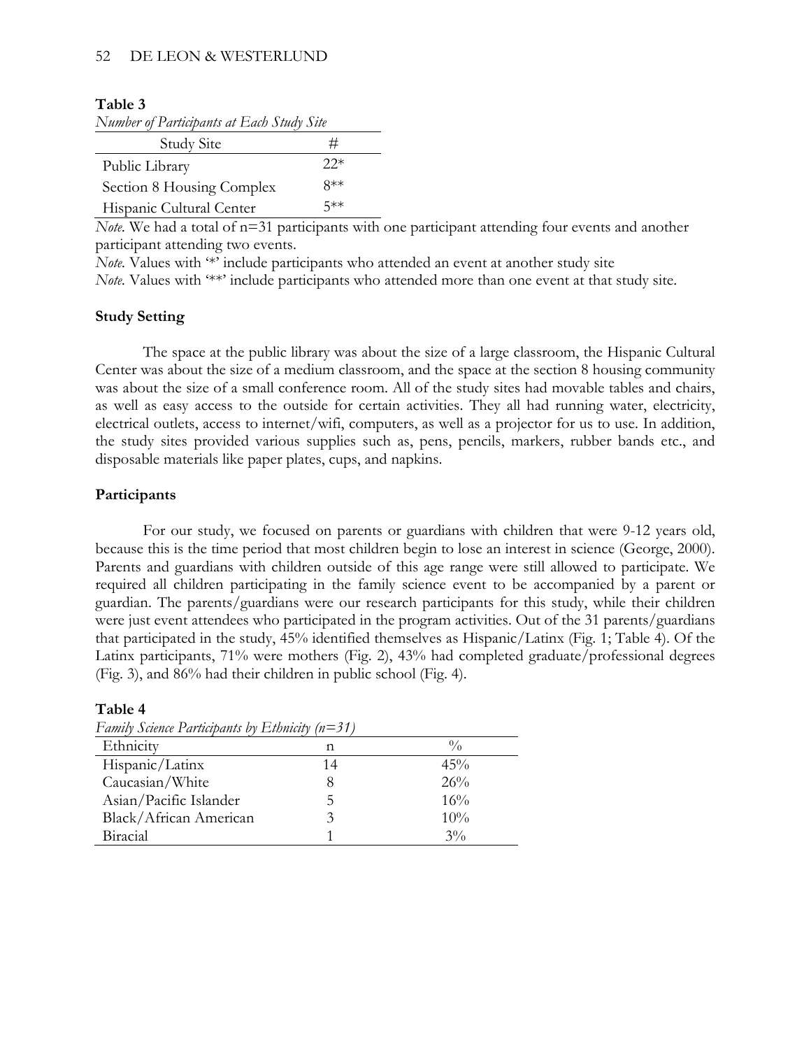**Table 3**

*Number of Participants at Each Study Site*

| Study Site | # |
|---|---|
| Public Library | 22* |
| Section 8 Housing Complex | 8** |
| Hispanic Cultural Center | 5** |

*Note.* We had a total of n=31 participants with one participant attending four events and another participant attending two events.

*Note.* Values with '*' include participants who attended an event at another study site

*Note.* Values with '**' include participants who attended more than one event at that study site.

### Study Setting

The space at the public library was about the size of a large classroom, the Hispanic Cultural Center was about the size of a medium classroom, and the space at the section 8 housing community was about the size of a small conference room. All of the study sites had movable tables and chairs, as well as easy access to the outside for certain activities. They all had running water, electricity, electrical outlets, access to internet/wifi, computers, as well as a projector for us to use. In addition, the study sites provided various supplies such as, pens, pencils, markers, rubber bands etc., and disposable materials like paper plates, cups, and napkins.

### Participants

For our study, we focused on parents or guardians with children that were 9-12 years old, because this is the time period that most children begin to lose an interest in science (George, 2000). Parents and guardians with children outside of this age range were still allowed to participate. We required all children participating in the family science event to be accompanied by a parent or guardian. The parents/guardians were our research participants for this study, while their children were just event attendees who participated in the program activities. Out of the 31 parents/guardians that participated in the study, 45% identified themselves as Hispanic/Latinx (Fig. 1; Table 4). Of the Latinx participants, 71% were mothers (Fig. 2), 43% had completed graduate/professional degrees (Fig. 3), and 86% had their children in public school (Fig. 4).

**Table 4**

*Family Science Participants by Ethnicity (n=31)*

| Ethnicity | n | % |
|---|---|---|
| Hispanic/Latinx | 14 | 45% |
| Caucasian/White | 8 | 26% |
| Asian/Pacific Islander | 5 | 16% |
| Black/African American | 3 | 10% |
| Biracial | 1 | 3% |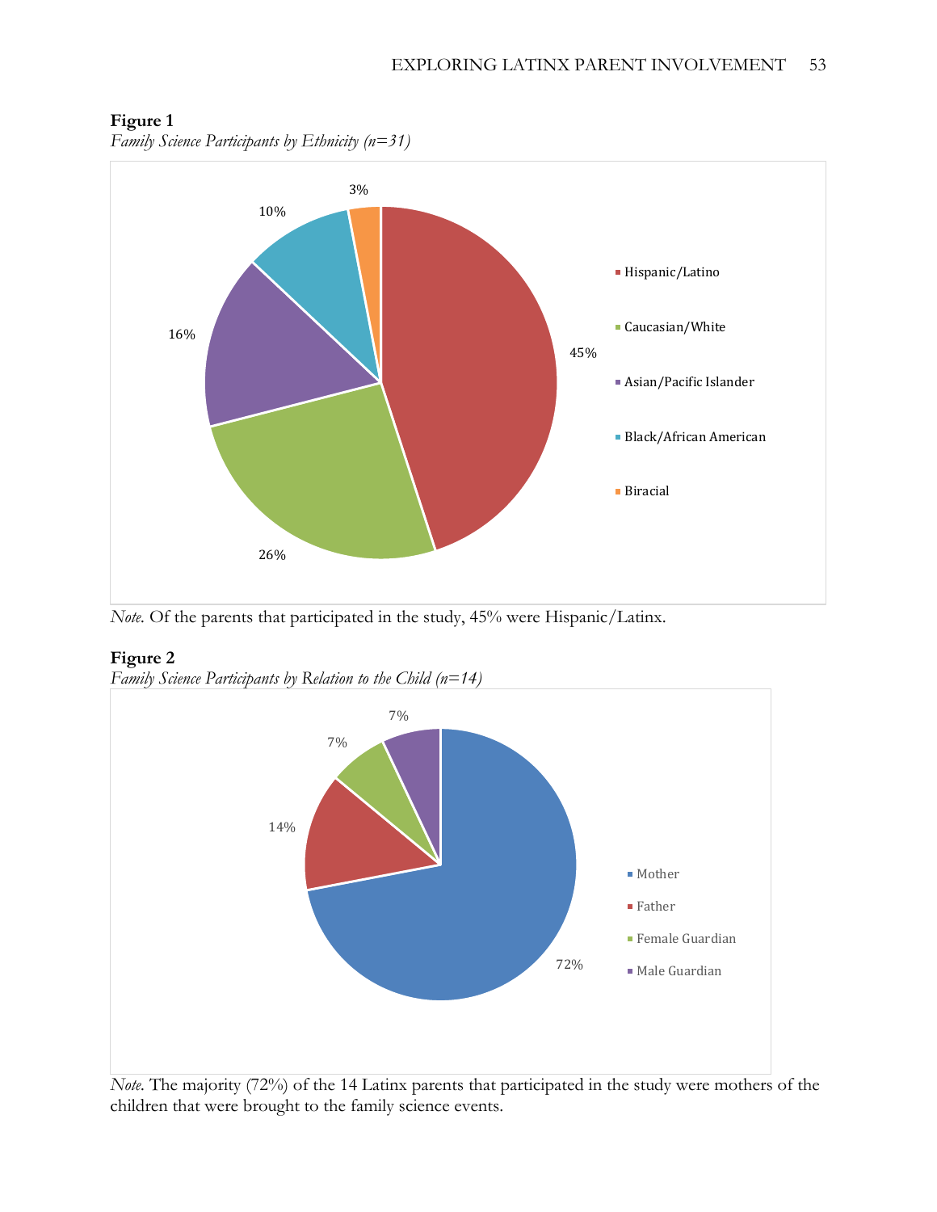**Figure 1**

*Family Science Participants by Ethnicity (n=31)*

| Ethnicity | Percentage |
| --- | --- |
| Hispanic/Latino | 45% |
| Caucasian/White | 26% |
| Asian/Pacific Islander | 16% |
| Black/African American | 10% |
| Biracial | 3% |

*Note.* Of the parents that participated in the study, 45% were Hispanic/Latinx.

**Figure 2**

*Family Science Participants by Relation to the Child (n=14)*

| Relation | Percentage |
| --- | --- |
| Mother | 72% |
| Father | 14% |
| Female Guardian | 7% |
| Male Guardian | 7% |

*Note.* The majority (72%) of the 14 Latinx parents that participated in the study were mothers of the children that were brought to the family science events.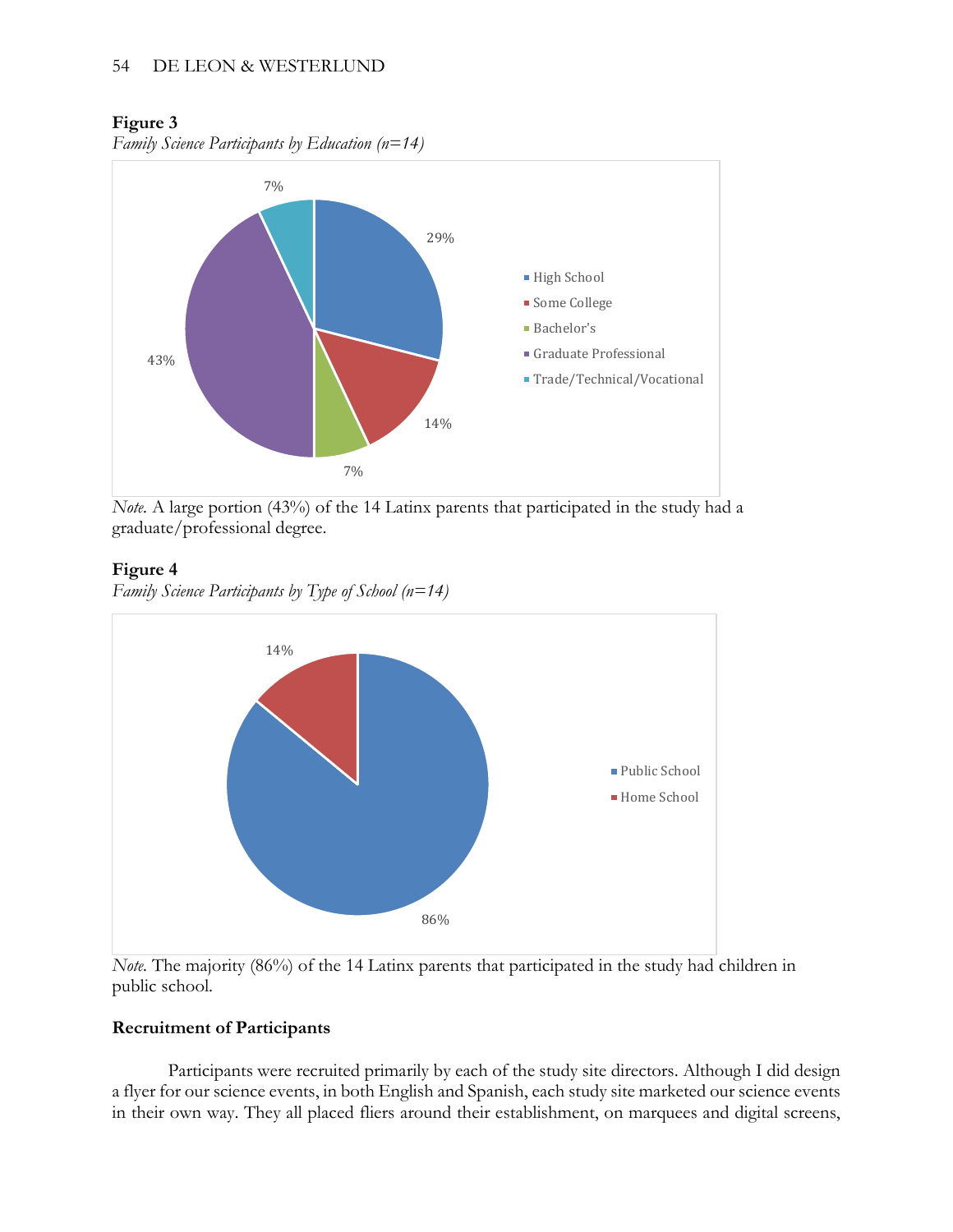**Figure 3**

*Family Science Participants by Education (n=14)*

| Education | Percentage |
|---|---|
| High School | 29% |
| Some College | 14% |
| Bachelor's | 7% |
| Graduate Professional | 43% |
| Trade/Technical/Vocational | 7% |

*Note.* A large portion (43%) of the 14 Latinx parents that participated in the study had a graduate/professional degree.

**Figure 4**

*Family Science Participants by Type of School (n=14)*

| Type of School | Percentage |
|---|---|
| Public School | 86% |
| Home School | 14% |

*Note.* The majority (86%) of the 14 Latinx parents that participated in the study had children in public school.

**Recruitment of Participants**

Participants were recruited primarily by each of the study site directors. Although I did design a flyer for our science events, in both English and Spanish, each study site marketed our science events in their own way. They all placed fliers around their establishment, on marquees and digital screens,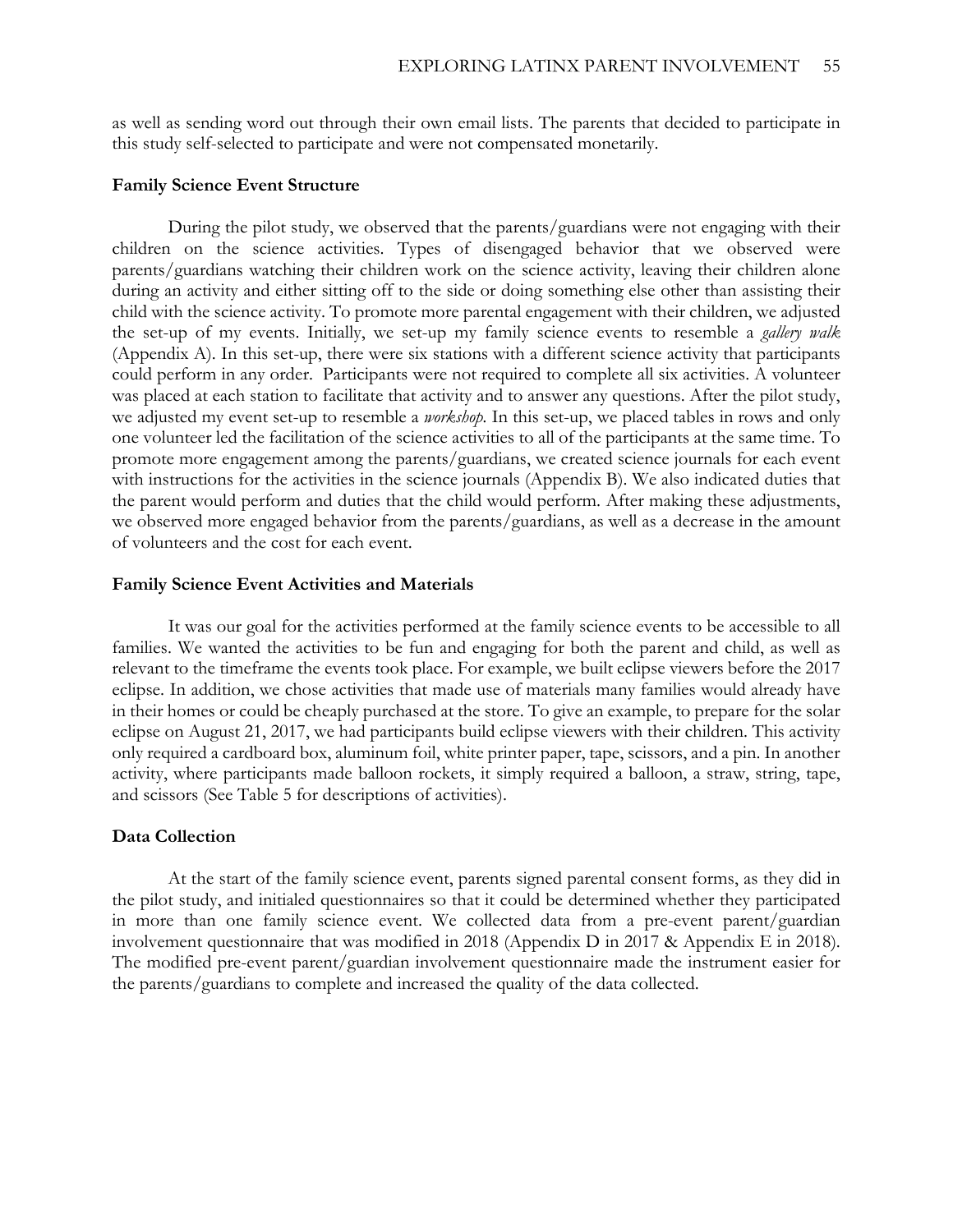as well as sending word out through their own email lists. The parents that decided to participate in this study self-selected to participate and were not compensated monetarily.

### Family Science Event Structure

During the pilot study, we observed that the parents/guardians were not engaging with their children on the science activities. Types of disengaged behavior that we observed were parents/guardians watching their children work on the science activity, leaving their children alone during an activity and either sitting off to the side or doing something else other than assisting their child with the science activity. To promote more parental engagement with their children, we adjusted the set-up of my events. Initially, we set-up my family science events to resemble a *gallery walk* (Appendix A). In this set-up, there were six stations with a different science activity that participants could perform in any order. Participants were not required to complete all six activities. A volunteer was placed at each station to facilitate that activity and to answer any questions. After the pilot study, we adjusted my event set-up to resemble a *workshop.* In this set-up, we placed tables in rows and only one volunteer led the facilitation of the science activities to all of the participants at the same time. To promote more engagement among the parents/guardians, we created science journals for each event with instructions for the activities in the science journals (Appendix B). We also indicated duties that the parent would perform and duties that the child would perform. After making these adjustments, we observed more engaged behavior from the parents/guardians, as well as a decrease in the amount of volunteers and the cost for each event.

### Family Science Event Activities and Materials

It was our goal for the activities performed at the family science events to be accessible to all families. We wanted the activities to be fun and engaging for both the parent and child, as well as relevant to the timeframe the events took place. For example, we built eclipse viewers before the 2017 eclipse. In addition, we chose activities that made use of materials many families would already have in their homes or could be cheaply purchased at the store. To give an example, to prepare for the solar eclipse on August 21, 2017, we had participants build eclipse viewers with their children. This activity only required a cardboard box, aluminum foil, white printer paper, tape, scissors, and a pin. In another activity, where participants made balloon rockets, it simply required a balloon, a straw, string, tape, and scissors (See Table 5 for descriptions of activities).

### Data Collection

At the start of the family science event, parents signed parental consent forms, as they did in the pilot study, and initialed questionnaires so that it could be determined whether they participated in more than one family science event. We collected data from a pre-event parent/guardian involvement questionnaire that was modified in 2018 (Appendix D in 2017 & Appendix E in 2018). The modified pre-event parent/guardian involvement questionnaire made the instrument easier for the parents/guardians to complete and increased the quality of the data collected.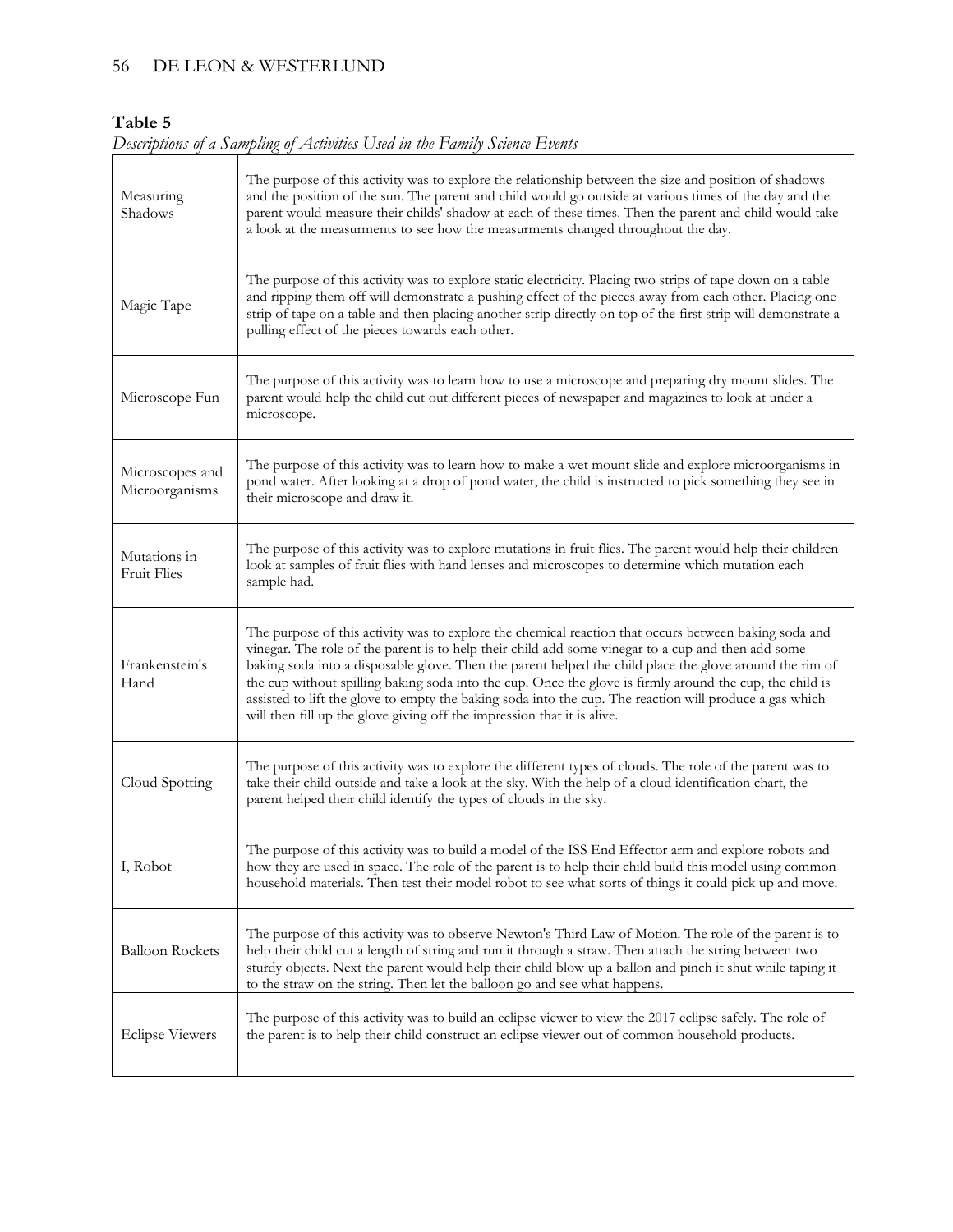**Table 5**

*Descriptions of a Sampling of Activities Used in the Family Science Events*

| | |
|---|---|
| Measuring Shadows | The purpose of this activity was to explore the relationship between the size and position of shadows and the position of the sun. The parent and child would go outside at various times of the day and the parent would measure their childs' shadow at each of these times. Then the parent and child would take a look at the measurments to see how the measurments changed throughout the day. |
| Magic Tape | The purpose of this activity was to explore static electricity. Placing two strips of tape down on a table and ripping them off will demonstrate a pushing effect of the pieces away from each other. Placing one strip of tape on a table and then placing another strip directly on top of the first strip will demonstrate a pulling effect of the pieces towards each other. |
| Microscope Fun | The purpose of this activity was to learn how to use a microscope and preparing dry mount slides. The parent would help the child cut out different pieces of newspaper and magazines to look at under a microscope. |
| Microscopes and Microorganisms | The purpose of this activity was to learn how to make a wet mount slide and explore microorganisms in pond water. After looking at a drop of pond water, the child is instructed to pick something they see in their microscope and draw it. |
| Mutations in Fruit Flies | The purpose of this activity was to explore mutations in fruit flies. The parent would help their children look at samples of fruit flies with hand lenses and microscopes to determine which mutation each sample had. |
| Frankenstein's Hand | The purpose of this activity was to explore the chemical reaction that occurs between baking soda and vinegar. The role of the parent is to help their child add some vinegar to a cup and then add some baking soda into a disposable glove. Then the parent helped the child place the glove around the rim of the cup without spilling baking soda into the cup. Once the glove is firmly around the cup, the child is assisted to lift the glove to empty the baking soda into the cup. The reaction will produce a gas which will then fill up the glove giving off the impression that it is alive. |
| Cloud Spotting | The purpose of this activity was to explore the different types of clouds. The role of the parent was to take their child outside and take a look at the sky. With the help of a cloud identification chart, the parent helped their child identify the types of clouds in the sky. |
| I, Robot | The purpose of this activity was to build a model of the ISS End Effector arm and explore robots and how they are used in space. The role of the parent is to help their child build this model using common household materials. Then test their model robot to see what sorts of things it could pick up and move. |
| Balloon Rockets | The purpose of this activity was to observe Newton's Third Law of Motion. The role of the parent is to help their child cut a length of string and run it through a straw. Then attach the string between two sturdy objects. Next the parent would help their child blow up a ballon and pinch it shut while taping it to the straw on the string. Then let the balloon go and see what happens. |
| Eclipse Viewers | The purpose of this activity was to build an eclipse viewer to view the 2017 eclipse safely. The role of the parent is to help their child construct an eclipse viewer out of common household products. |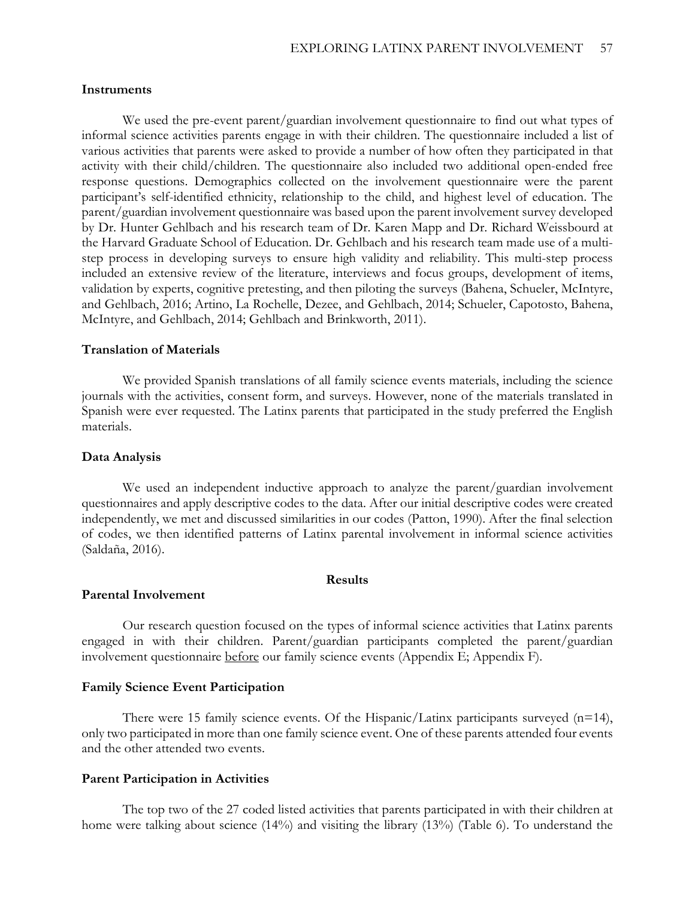### Instruments

We used the pre-event parent/guardian involvement questionnaire to find out what types of informal science activities parents engage in with their children. The questionnaire included a list of various activities that parents were asked to provide a number of how often they participated in that activity with their child/children. The questionnaire also included two additional open-ended free response questions. Demographics collected on the involvement questionnaire were the parent participant's self-identified ethnicity, relationship to the child, and highest level of education. The parent/guardian involvement questionnaire was based upon the parent involvement survey developed by Dr. Hunter Gehlbach and his research team of Dr. Karen Mapp and Dr. Richard Weissbourd at the Harvard Graduate School of Education. Dr. Gehlbach and his research team made use of a multi-step process in developing surveys to ensure high validity and reliability. This multi-step process included an extensive review of the literature, interviews and focus groups, development of items, validation by experts, cognitive pretesting, and then piloting the surveys (Bahena, Schueler, McIntyre, and Gehlbach, 2016; Artino, La Rochelle, Dezee, and Gehlbach, 2014; Schueler, Capotosto, Bahena, McIntyre, and Gehlbach, 2014; Gehlbach and Brinkworth, 2011).

### Translation of Materials

We provided Spanish translations of all family science events materials, including the science journals with the activities, consent form, and surveys. However, none of the materials translated in Spanish were ever requested. The Latinx parents that participated in the study preferred the English materials.

### Data Analysis

We used an independent inductive approach to analyze the parent/guardian involvement questionnaires and apply descriptive codes to the data. After our initial descriptive codes were created independently, we met and discussed similarities in our codes (Patton, 1990). After the final selection of codes, we then identified patterns of Latinx parental involvement in informal science activities (Saldaña, 2016).

## Results

### Parental Involvement

Our research question focused on the types of informal science activities that Latinx parents engaged in with their children. Parent/guardian participants completed the parent/guardian involvement questionnaire before our family science events (Appendix E; Appendix F).

### Family Science Event Participation

There were 15 family science events. Of the Hispanic/Latinx participants surveyed (n=14), only two participated in more than one family science event. One of these parents attended four events and the other attended two events.

### Parent Participation in Activities

The top two of the 27 coded listed activities that parents participated in with their children at home were talking about science (14%) and visiting the library (13%) (Table 6). To understand the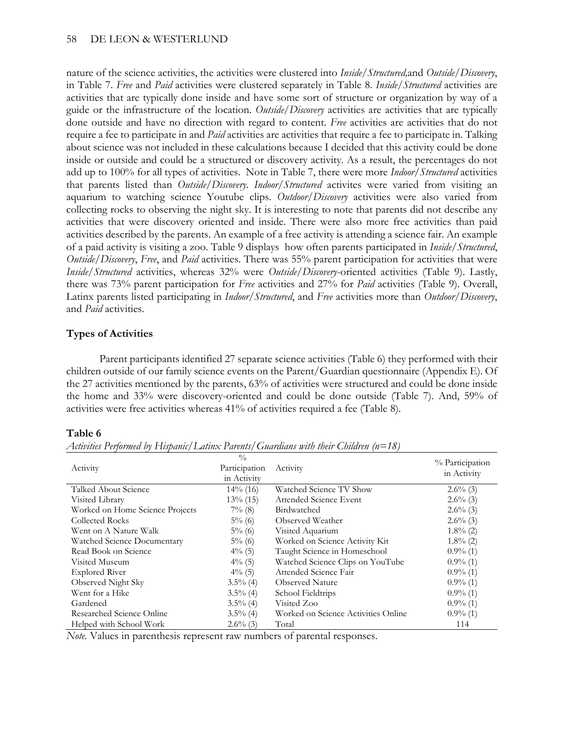nature of the science activities, the activities were clustered into *Inside/Structured,*and *Outside/Discovery*, in Table 7. *Free* and *Paid* activities were clustered separately in Table 8. *Inside/Structured* activities are activities that are typically done inside and have some sort of structure or organization by way of a guide or the infrastructure of the location. *Outside/Discovery* activities are activities that are typically done outside and have no direction with regard to content. *Free* activities are activities that do not require a fee to participate in and *Paid* activities are activities that require a fee to participate in. Talking about science was not included in these calculations because I decided that this activity could be done inside or outside and could be a structured or discovery activity. As a result, the percentages do not add up to 100% for all types of activities. Note in Table 7, there were more *Indoor/Structured* activities that parents listed than *Outside/Discovery*. *Indoor/Structured* activites were varied from visiting an aquarium to watching science Youtube clips. *Outdoor/Discovery* activities were also varied from collecting rocks to observing the night sky. It is interesting to note that parents did not describe any activities that were discovery oriented and inside. There were also more free activities than paid activities described by the parents. An example of a free activity is attending a science fair. An example of a paid activity is visiting a zoo. Table 9 displays how often parents participated in *Inside/Structured*, *Outside/Discovery*, *Free*, and *Paid* activities. There was 55% parent participation for activities that were *Inside/Structured* activities, whereas 32% were *Outside/Discovery*-oriented activities (Table 9). Lastly, there was 73% parent participation for *Free* activities and 27% for *Paid* activities (Table 9). Overall, Latinx parents listed participating in *Indoor/Structured*, and *Free* activities more than *Outdoor/Discovery*, and *Paid* activities.

## Types of Activities

Parent participants identified 27 separate science activities (Table 6) they performed with their children outside of our family science events on the Parent/Guardian questionnaire (Appendix E). Of the 27 activities mentioned by the parents, 63% of activities were structured and could be done inside the home and 33% were discovery-oriented and could be done outside (Table 7). And, 59% of activities were free activities whereas 41% of activities required a fee (Table 8).

**Table 6**

*Activities Performed by Hispanic/Latinx Parents/Guardians with their Children (n=18)*

| Activity | % Participation in Activity | Activity | % Participation in Activity |
|---|---|---|---|
| Talked About Science | 14% (16) | Watched Science TV Show | 2.6% (3) |
| Visited Library | 13% (15) | Attended Science Event | 2.6% (3) |
| Worked on Home Science Projects | 7% (8) | Birdwatched | 2.6% (3) |
| Collected Rocks | 5% (6) | Observed Weather | 2.6% (3) |
| Went on A Nature Walk | 5% (6) | Visited Aquarium | 1.8% (2) |
| Watched Science Documentary | 5% (6) | Worked on Science Activity Kit | 1.8% (2) |
| Read Book on Science | 4% (5) | Taught Science in Homeschool | 0.9% (1) |
| Visited Museum | 4% (5) | Watched Science Clips on YouTube | 0.9% (1) |
| Explored River | 4% (5) | Attended Science Fair | 0.9% (1) |
| Observed Night Sky | 3.5% (4) | Observed Nature | 0.9% (1) |
| Went for a Hike | 3.5% (4) | School Fieldtrips | 0.9% (1) |
| Gardened | 3.5% (4) | Visited Zoo | 0.9% (1) |
| Researched Science Online | 3.5% (4) | Worked on Science Activities Online | 0.9% (1) |
| Helped with School Work | 2.6% (3) | Total | 114 |

*Note.* Values in parenthesis represent raw numbers of parental responses.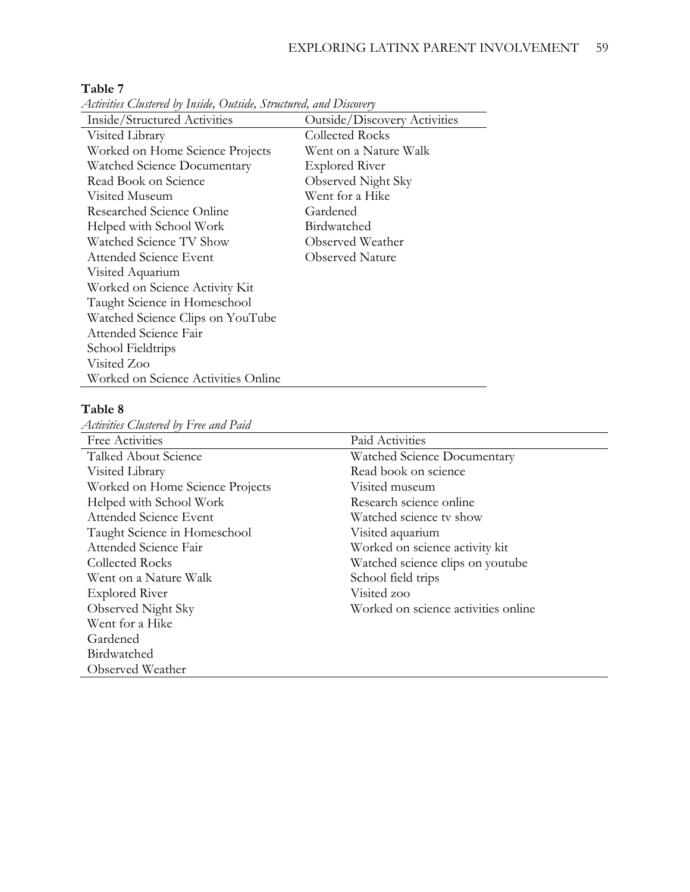**Table 7**

*Activities Clustered by Inside, Outside, Structured, and Discovery*

| Inside/Structured Activities | Outside/Discovery Activities |
|---|---|
| Visited Library | Collected Rocks |
| Worked on Home Science Projects | Went on a Nature Walk |
| Watched Science Documentary | Explored River |
| Read Book on Science | Observed Night Sky |
| Visited Museum | Went for a Hike |
| Researched Science Online | Gardened |
| Helped with School Work | Birdwatched |
| Watched Science TV Show | Observed Weather |
| Attended Science Event | Observed Nature |
| Visited Aquarium | |
| Worked on Science Activity Kit | |
| Taught Science in Homeschool | |
| Watched Science Clips on YouTube | |
| Attended Science Fair | |
| School Fieldtrips | |
| Visited Zoo | |
| Worked on Science Activities Online | |

**Table 8**

*Activities Clustered by Free and Paid*

| Free Activities | Paid Activities |
|---|---|
| Talked About Science | Watched Science Documentary |
| Visited Library | Read book on science |
| Worked on Home Science Projects | Visited museum |
| Helped with School Work | Research science online |
| Attended Science Event | Watched science tv show |
| Taught Science in Homeschool | Visited aquarium |
| Attended Science Fair | Worked on science activity kit |
| Collected Rocks | Watched science clips on youtube |
| Went on a Nature Walk | School field trips |
| Explored River | Visited zoo |
| Observed Night Sky | Worked on science activities online |
| Went for a Hike | |
| Gardened | |
| Birdwatched | |
| Observed Weather | |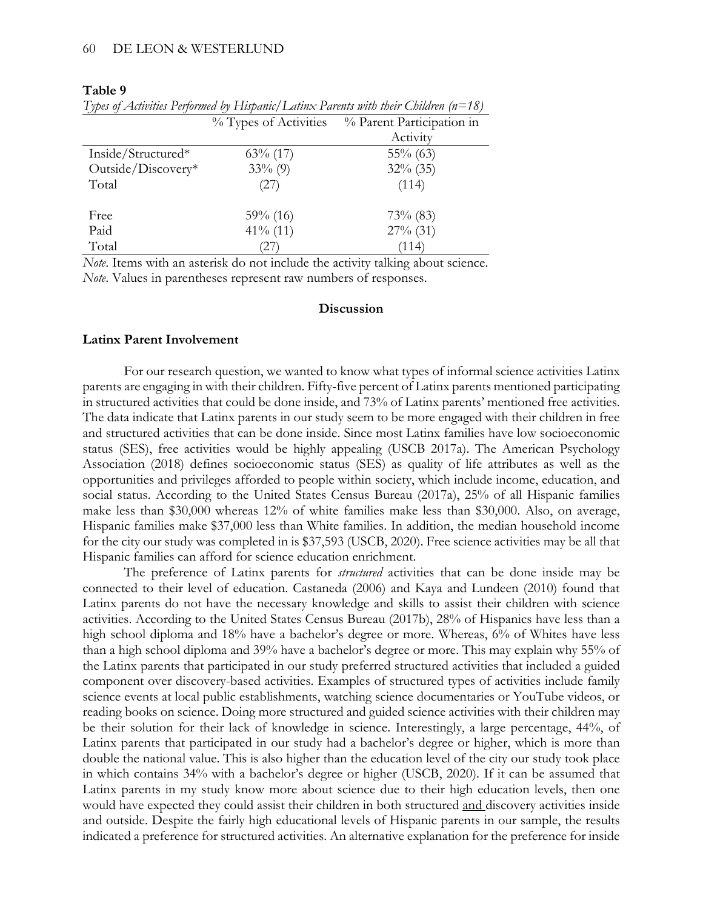**Table 9**

*Types of Activities Performed by Hispanic/Latinx Parents with their Children (n=18)*

| | % Types of Activities | % Parent Participation in Activity |
|---|---|---|
| Inside/Structured* | 63% (17) | 55% (63) |
| Outside/Discovery* | 33% (9) | 32% (35) |
| Total | (27) | (114) |
| | | |
| Free | 59% (16) | 73% (83) |
| Paid | 41% (11) | 27% (31) |
| Total | (27) | (114) |

*Note*. Items with an asterisk do not include the activity talking about science.
*Note*. Values in parentheses represent raw numbers of responses.

## Discussion

### Latinx Parent Involvement

For our research question, we wanted to know what types of informal science activities Latinx parents are engaging in with their children. Fifty-five percent of Latinx parents mentioned participating in structured activities that could be done inside, and 73% of Latinx parents' mentioned free activities. The data indicate that Latinx parents in our study seem to be more engaged with their children in free and structured activities that can be done inside. Since most Latinx families have low socioeconomic status (SES), free activities would be highly appealing (USCB 2017a). The American Psychology Association (2018) defines socioeconomic status (SES) as quality of life attributes as well as the opportunities and privileges afforded to people within society, which include income, education, and social status. According to the United States Census Bureau (2017a), 25% of all Hispanic families make less than \$30,000 whereas 12% of white families make less than \$30,000. Also, on average, Hispanic families make \$37,000 less than White families. In addition, the median household income for the city our study was completed in is \$37,593 (USCB, 2020). Free science activities may be all that Hispanic families can afford for science education enrichment.

The preference of Latinx parents for *structured* activities that can be done inside may be connected to their level of education. Castaneda (2006) and Kaya and Lundeen (2010) found that Latinx parents do not have the necessary knowledge and skills to assist their children with science activities. According to the United States Census Bureau (2017b), 28% of Hispanics have less than a high school diploma and 18% have a bachelor's degree or more. Whereas, 6% of Whites have less than a high school diploma and 39% have a bachelor's degree or more. This may explain why 55% of the Latinx parents that participated in our study preferred structured activities that included a guided component over discovery-based activities. Examples of structured types of activities include family science events at local public establishments, watching science documentaries or YouTube videos, or reading books on science. Doing more structured and guided science activities with their children may be their solution for their lack of knowledge in science. Interestingly, a large percentage, 44%, of Latinx parents that participated in our study had a bachelor's degree or higher, which is more than double the national value. This is also higher than the education level of the city our study took place in which contains 34% with a bachelor's degree or higher (USCB, 2020). If it can be assumed that Latinx parents in my study know more about science due to their high education levels, then one would have expected they could assist their children in both structured <u>and</u> discovery activities inside and outside. Despite the fairly high educational levels of Hispanic parents in our sample, the results indicated a preference for structured activities. An alternative explanation for the preference for inside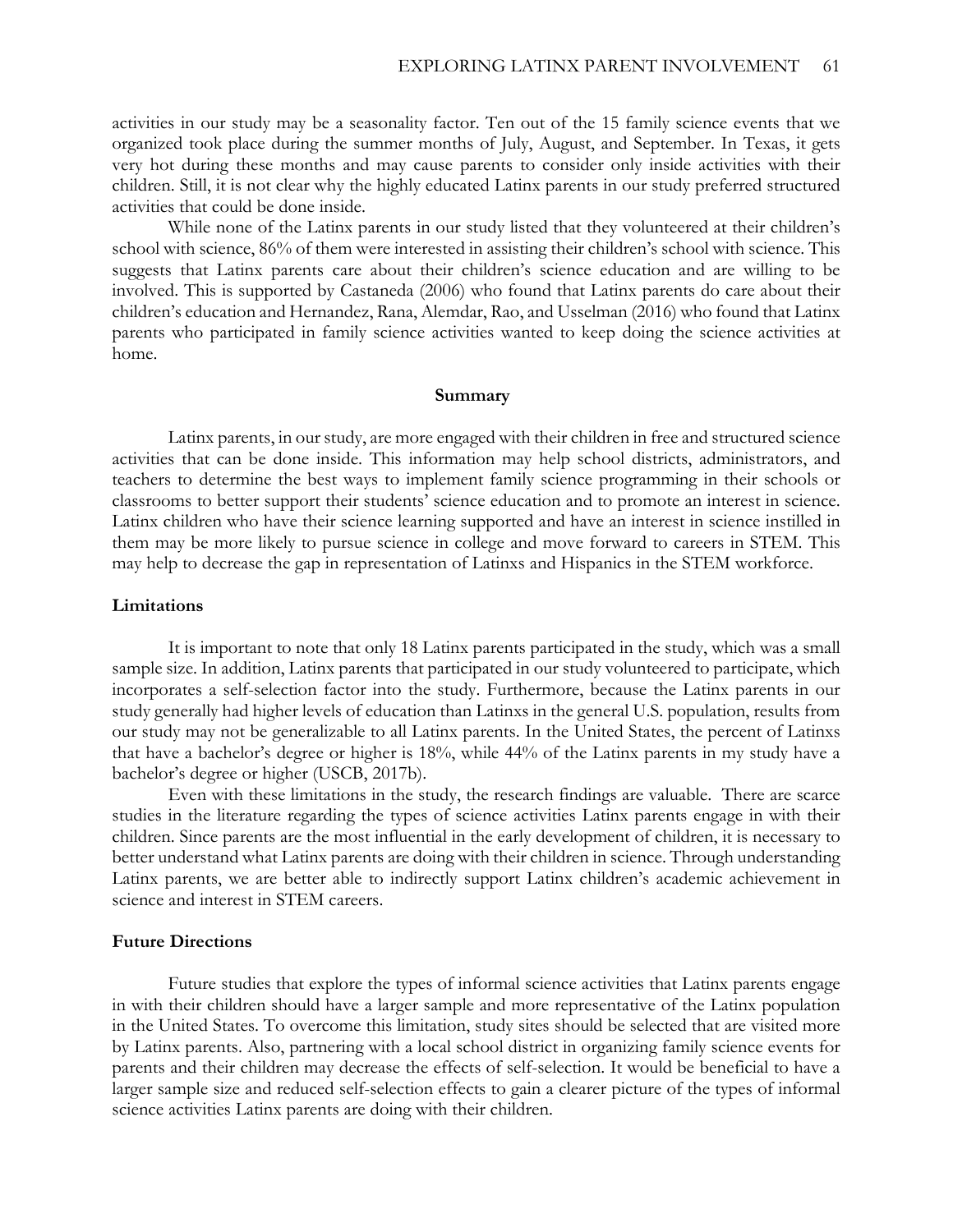activities in our study may be a seasonality factor. Ten out of the 15 family science events that we organized took place during the summer months of July, August, and September. In Texas, it gets very hot during these months and may cause parents to consider only inside activities with their children. Still, it is not clear why the highly educated Latinx parents in our study preferred structured activities that could be done inside.

While none of the Latinx parents in our study listed that they volunteered at their children's school with science, 86% of them were interested in assisting their children's school with science. This suggests that Latinx parents care about their children's science education and are willing to be involved. This is supported by Castaneda (2006) who found that Latinx parents do care about their children's education and Hernandez, Rana, Alemdar, Rao, and Usselman (2016) who found that Latinx parents who participated in family science activities wanted to keep doing the science activities at home.

## Summary

Latinx parents, in our study, are more engaged with their children in free and structured science activities that can be done inside. This information may help school districts, administrators, and teachers to determine the best ways to implement family science programming in their schools or classrooms to better support their students' science education and to promote an interest in science. Latinx children who have their science learning supported and have an interest in science instilled in them may be more likely to pursue science in college and move forward to careers in STEM. This may help to decrease the gap in representation of Latinxs and Hispanics in the STEM workforce.

### Limitations

It is important to note that only 18 Latinx parents participated in the study, which was a small sample size. In addition, Latinx parents that participated in our study volunteered to participate, which incorporates a self-selection factor into the study. Furthermore, because the Latinx parents in our study generally had higher levels of education than Latinxs in the general U.S. population, results from our study may not be generalizable to all Latinx parents. In the United States, the percent of Latinxs that have a bachelor's degree or higher is 18%, while 44% of the Latinx parents in my study have a bachelor's degree or higher (USCB, 2017b).

Even with these limitations in the study, the research findings are valuable. There are scarce studies in the literature regarding the types of science activities Latinx parents engage in with their children. Since parents are the most influential in the early development of children, it is necessary to better understand what Latinx parents are doing with their children in science. Through understanding Latinx parents, we are better able to indirectly support Latinx children's academic achievement in science and interest in STEM careers.

### Future Directions

Future studies that explore the types of informal science activities that Latinx parents engage in with their children should have a larger sample and more representative of the Latinx population in the United States. To overcome this limitation, study sites should be selected that are visited more by Latinx parents. Also, partnering with a local school district in organizing family science events for parents and their children may decrease the effects of self-selection. It would be beneficial to have a larger sample size and reduced self-selection effects to gain a clearer picture of the types of informal science activities Latinx parents are doing with their children.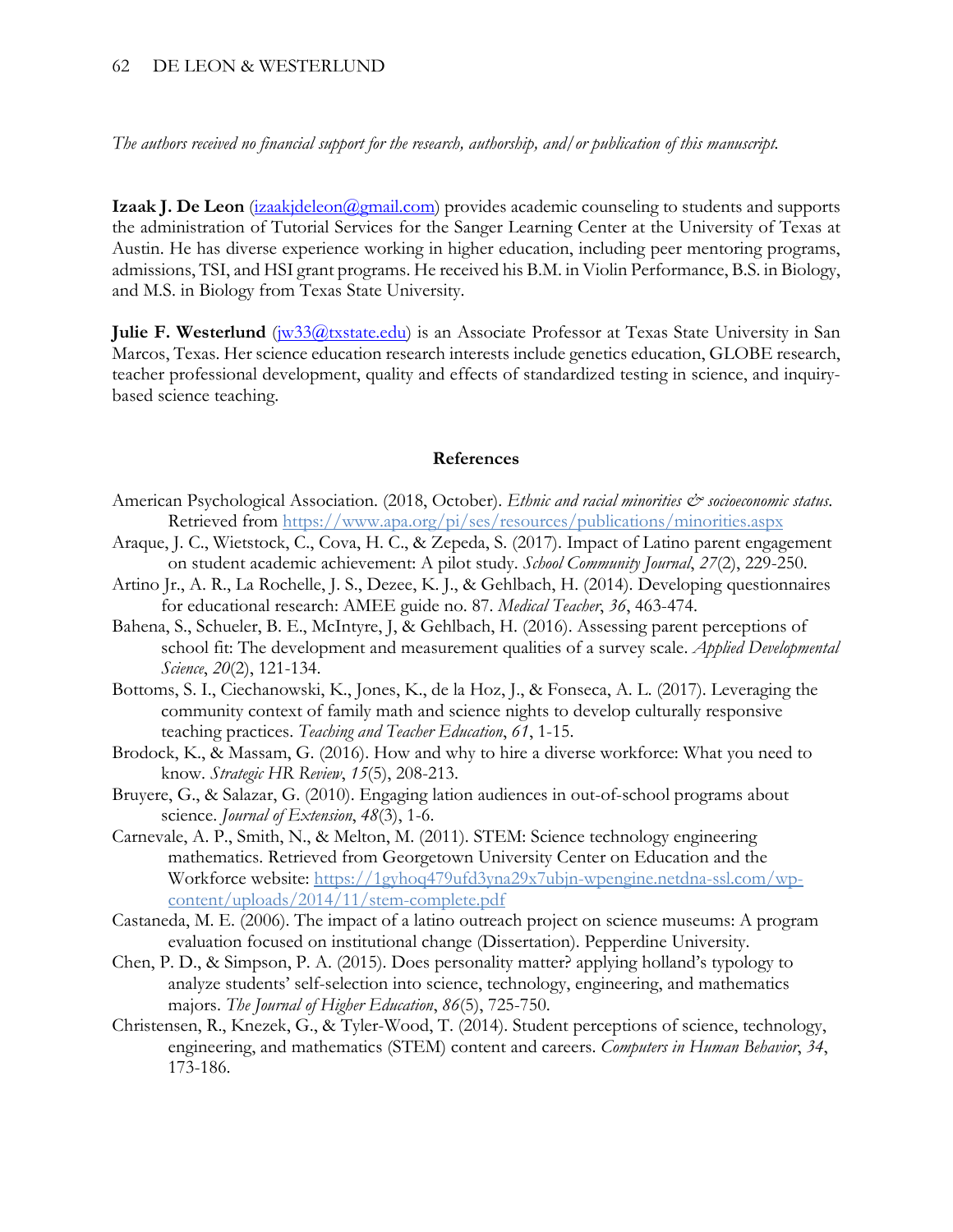*The authors received no financial support for the research, authorship, and/or publication of this manuscript.*

**Izaak J. De Leon** (izaakjdeleon@gmail.com) provides academic counseling to students and supports the administration of Tutorial Services for the Sanger Learning Center at the University of Texas at Austin. He has diverse experience working in higher education, including peer mentoring programs, admissions, TSI, and HSI grant programs. He received his B.M. in Violin Performance, B.S. in Biology, and M.S. in Biology from Texas State University.

**Julie F. Westerlund** (jw33@txstate.edu) is an Associate Professor at Texas State University in San Marcos, Texas. Her science education research interests include genetics education, GLOBE research, teacher professional development, quality and effects of standardized testing in science, and inquiry-based science teaching.

## References

American Psychological Association. (2018, October). *Ethnic and racial minorities & socioeconomic status.* Retrieved from https://www.apa.org/pi/ses/resources/publications/minorities.aspx

Araque, J. C., Wietstock, C., Cova, H. C., & Zepeda, S. (2017). Impact of Latino parent engagement on student academic achievement: A pilot study. *School Community Journal*, *27*(2), 229-250.

Artino Jr., A. R., La Rochelle, J. S., Dezee, K. J., & Gehlbach, H. (2014). Developing questionnaires for educational research: AMEE guide no. 87. *Medical Teacher*, *36*, 463-474.

Bahena, S., Schueler, B. E., McIntyre, J, & Gehlbach, H. (2016). Assessing parent perceptions of school fit: The development and measurement qualities of a survey scale. *Applied Developmental Science*, *20*(2), 121-134.

Bottoms, S. I., Ciechanowski, K., Jones, K., de la Hoz, J., & Fonseca, A. L. (2017). Leveraging the community context of family math and science nights to develop culturally responsive teaching practices. *Teaching and Teacher Education*, *61*, 1-15.

Brodock, K., & Massam, G. (2016). How and why to hire a diverse workforce: What you need to know. *Strategic HR Review*, *15*(5), 208-213.

Bruyere, G., & Salazar, G. (2010). Engaging lation audiences in out-of-school programs about science. *Journal of Extension*, *48*(3), 1-6.

Carnevale, A. P., Smith, N., & Melton, M. (2011). STEM: Science technology engineering mathematics. Retrieved from Georgetown University Center on Education and the Workforce website: https://1gyhoq479ufd3yna29x7ubjn-wpengine.netdna-ssl.com/wp-content/uploads/2014/11/stem-complete.pdf

Castaneda, M. E. (2006). The impact of a latino outreach project on science museums: A program evaluation focused on institutional change (Dissertation). Pepperdine University.

Chen, P. D., & Simpson, P. A. (2015). Does personality matter? applying holland's typology to analyze students' self-selection into science, technology, engineering, and mathematics majors. *The Journal of Higher Education*, *86*(5), 725-750.

Christensen, R., Knezek, G., & Tyler-Wood, T. (2014). Student perceptions of science, technology, engineering, and mathematics (STEM) content and careers. *Computers in Human Behavior*, *34*, 173-186.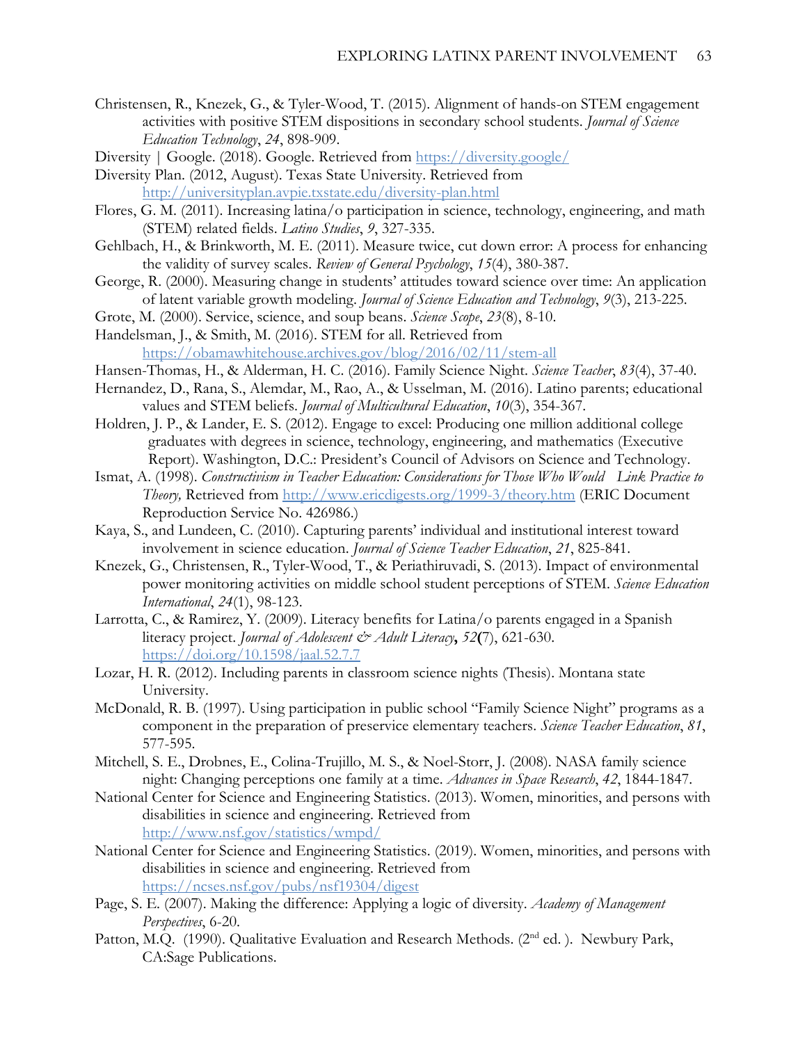Christensen, R., Knezek, G., & Tyler-Wood, T. (2015). Alignment of hands-on STEM engagement activities with positive STEM dispositions in secondary school students. *Journal of Science Education Technology*, *24*, 898-909.

Diversity | Google. (2018). Google. Retrieved from https://diversity.google/

Diversity Plan. (2012, August). Texas State University. Retrieved from http://universityplan.avpie.txstate.edu/diversity-plan.html

Flores, G. M. (2011). Increasing latina/o participation in science, technology, engineering, and math (STEM) related fields. *Latino Studies*, *9*, 327-335.

Gehlbach, H., & Brinkworth, M. E. (2011). Measure twice, cut down error: A process for enhancing the validity of survey scales. *Review of General Psychology*, *15*(4), 380-387.

George, R. (2000). Measuring change in students' attitudes toward science over time: An application of latent variable growth modeling. *Journal of Science Education and Technology*, *9*(3), 213-225.

Grote, M. (2000). Service, science, and soup beans. *Science Scope*, *23*(8), 8-10.

Handelsman, J., & Smith, M. (2016). STEM for all. Retrieved from https://obamawhitehouse.archives.gov/blog/2016/02/11/stem-all

Hansen-Thomas, H., & Alderman, H. C. (2016). Family Science Night. *Science Teacher*, *83*(4), 37-40.

Hernandez, D., Rana, S., Alemdar, M., Rao, A., & Usselman, M. (2016). Latino parents; educational values and STEM beliefs. *Journal of Multicultural Education*, *10*(3), 354-367.

Holdren, J. P., & Lander, E. S. (2012). Engage to excel: Producing one million additional college graduates with degrees in science, technology, engineering, and mathematics (Executive Report). Washington, D.C.: President's Council of Advisors on Science and Technology.

Ismat, A. (1998). *Constructivism in Teacher Education: Considerations for Those Who Would Link Practice to Theory,* Retrieved from http://www.ericdigests.org/1999-3/theory.htm (ERIC Document Reproduction Service No. 426986.)

Kaya, S., and Lundeen, C. (2010). Capturing parents' individual and institutional interest toward involvement in science education. *Journal of Science Teacher Education*, *21*, 825-841.

Knezek, G., Christensen, R., Tyler-Wood, T., & Periathiruvadi, S. (2013). Impact of environmental power monitoring activities on middle school student perceptions of STEM. *Science Education International*, *24*(1), 98-123.

Larrotta, C., & Ramirez, Y. (2009). Literacy benefits for Latina/o parents engaged in a Spanish literacy project. *Journal of Adolescent & Adult Literacy*, *52*(7), 621-630. https://doi.org/10.1598/jaal.52.7.7

Lozar, H. R. (2012). Including parents in classroom science nights (Thesis). Montana state University.

McDonald, R. B. (1997). Using participation in public school "Family Science Night" programs as a component in the preparation of preservice elementary teachers. *Science Teacher Education*, *81*, 577-595.

Mitchell, S. E., Drobnes, E., Colina-Trujillo, M. S., & Noel-Storr, J. (2008). NASA family science night: Changing perceptions one family at a time. *Advances in Space Research*, *42*, 1844-1847.

National Center for Science and Engineering Statistics. (2013). Women, minorities, and persons with disabilities in science and engineering. Retrieved from http://www.nsf.gov/statistics/wmpd/

National Center for Science and Engineering Statistics. (2019). Women, minorities, and persons with disabilities in science and engineering. Retrieved from https://ncses.nsf.gov/pubs/nsf19304/digest

Page, S. E. (2007). Making the difference: Applying a logic of diversity. *Academy of Management Perspectives*, 6-20.

Patton, M.Q. (1990). Qualitative Evaluation and Research Methods. (2nd ed. ). Newbury Park, CA:Sage Publications.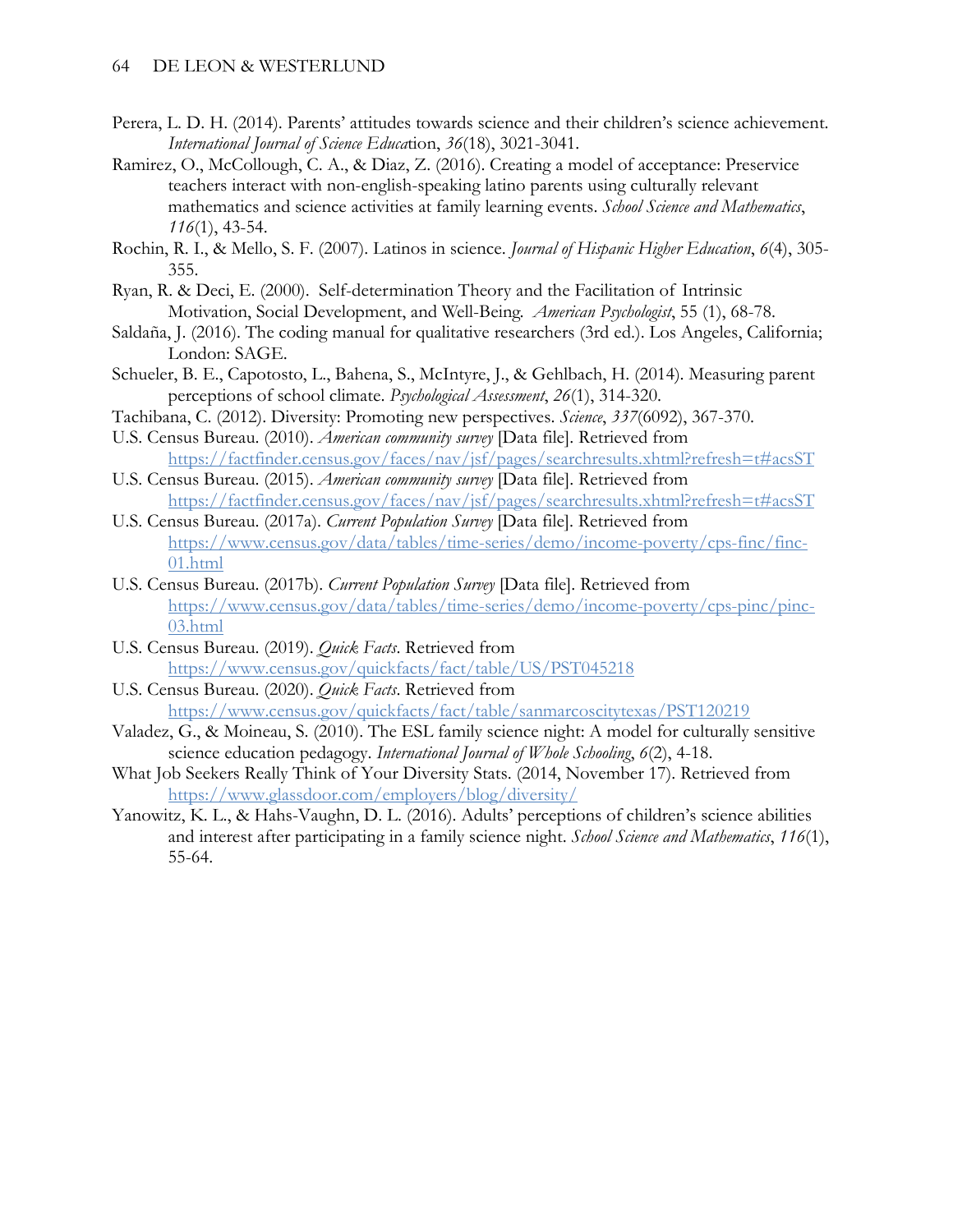Perera, L. D. H. (2014). Parents' attitudes towards science and their children's science achievement. *International Journal of Science Education*, *36*(18), 3021-3041.

Ramirez, O., McCollough, C. A., & Diaz, Z. (2016). Creating a model of acceptance: Preservice teachers interact with non-english-speaking latino parents using culturally relevant mathematics and science activities at family learning events. *School Science and Mathematics*, *116*(1), 43-54.

Rochin, R. I., & Mello, S. F. (2007). Latinos in science. *Journal of Hispanic Higher Education*, *6*(4), 305-355.

Ryan, R. & Deci, E. (2000). Self-determination Theory and the Facilitation of Intrinsic Motivation, Social Development, and Well-Being. *American Psychologist*, 55 (1), 68-78.

Saldaña, J. (2016). The coding manual for qualitative researchers (3rd ed.). Los Angeles, California; London: SAGE.

Schueler, B. E., Capotosto, L., Bahena, S., McIntyre, J., & Gehlbach, H. (2014). Measuring parent perceptions of school climate. *Psychological Assessment*, *26*(1), 314-320.

Tachibana, C. (2012). Diversity: Promoting new perspectives. *Science*, *337*(6092), 367-370.

U.S. Census Bureau. (2010). *American community survey* [Data file]. Retrieved from https://factfinder.census.gov/faces/nav/jsf/pages/searchresults.xhtml?refresh=t#acsST

U.S. Census Bureau. (2015). *American community survey* [Data file]. Retrieved from https://factfinder.census.gov/faces/nav/jsf/pages/searchresults.xhtml?refresh=t#acsST

U.S. Census Bureau. (2017a). *Current Population Survey* [Data file]. Retrieved from https://www.census.gov/data/tables/time-series/demo/income-poverty/cps-finc/finc-01.html

U.S. Census Bureau. (2017b). *Current Population Survey* [Data file]. Retrieved from https://www.census.gov/data/tables/time-series/demo/income-poverty/cps-pinc/pinc-03.html

U.S. Census Bureau. (2019). *Quick Facts*. Retrieved from https://www.census.gov/quickfacts/fact/table/US/PST045218

U.S. Census Bureau. (2020). *Quick Facts*. Retrieved from https://www.census.gov/quickfacts/fact/table/sanmarcoscitytexas/PST120219

Valadez, G., & Moineau, S. (2010). The ESL family science night: A model for culturally sensitive science education pedagogy. *International Journal of Whole Schooling*, *6*(2), 4-18.

What Job Seekers Really Think of Your Diversity Stats. (2014, November 17). Retrieved from https://www.glassdoor.com/employers/blog/diversity/

Yanowitz, K. L., & Hahs-Vaughn, D. L. (2016). Adults' perceptions of children's science abilities and interest after participating in a family science night. *School Science and Mathematics*, *116*(1), 55-64.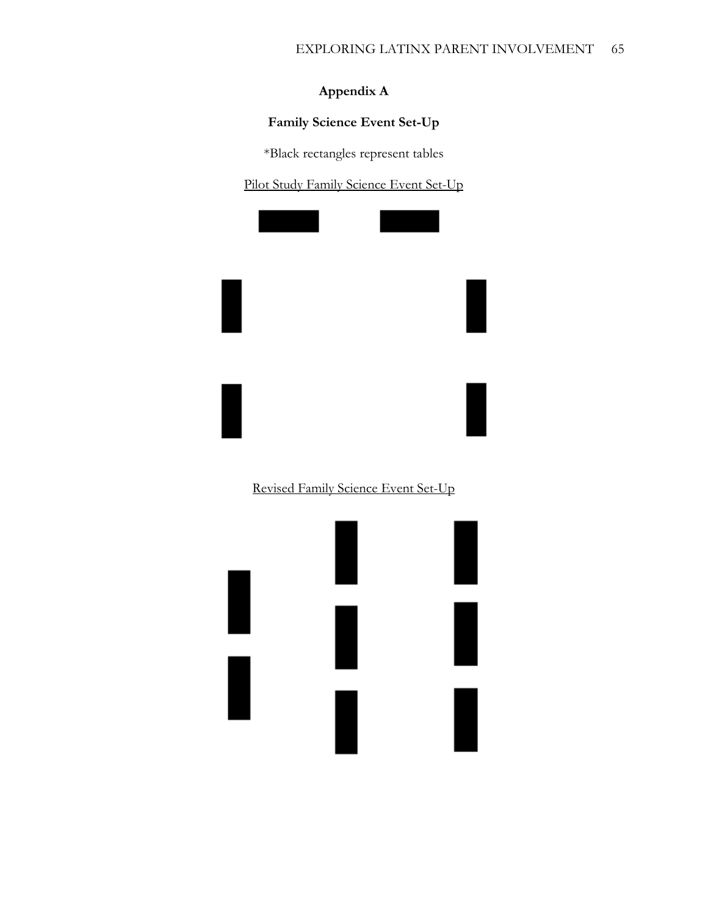# Appendix A

## Family Science Event Set-Up

*Black rectangles represent tables

<u>Pilot Study Family Science Event Set-Up</u>

<u>Revised Family Science Event Set-Up</u>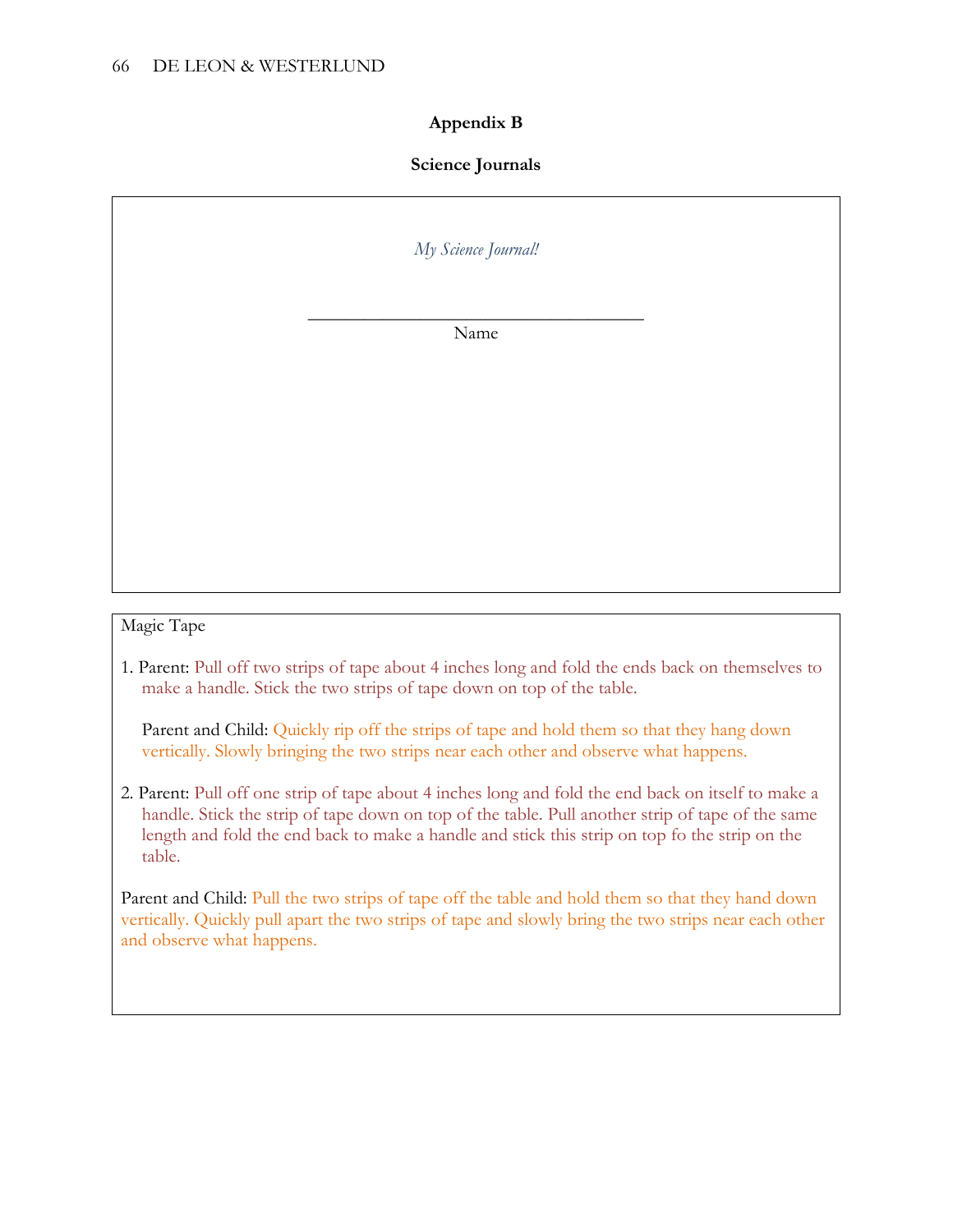**Appendix B**

**Science Journals**

*My Science Journal!*

\_\_\_\_\_\_\_\_\_\_\_\_\_\_\_\_\_\_\_\_\_\_\_\_\_\_\_\_\_\_\_\_\_\_\_\_\_\_\_\_

Name

---

Magic Tape

1. Parent: Pull off two strips of tape about 4 inches long and fold the ends back on themselves to make a handle. Stick the two strips of tape down on top of the table.

   Parent and Child: Quickly rip off the strips of tape and hold them so that they hang down vertically. Slowly bringing the two strips near each other and observe what happens.

2. Parent: Pull off one strip of tape about 4 inches long and fold the end back on itself to make a handle. Stick the strip of tape down on top of the table. Pull another strip of tape of the same length and fold the end back to make a handle and stick this strip on top fo the strip on the table.

Parent and Child: Pull the two strips of tape off the table and hold them so that they hand down vertically. Quickly pull apart the two strips of tape and slowly bring the two strips near each other and observe what happens.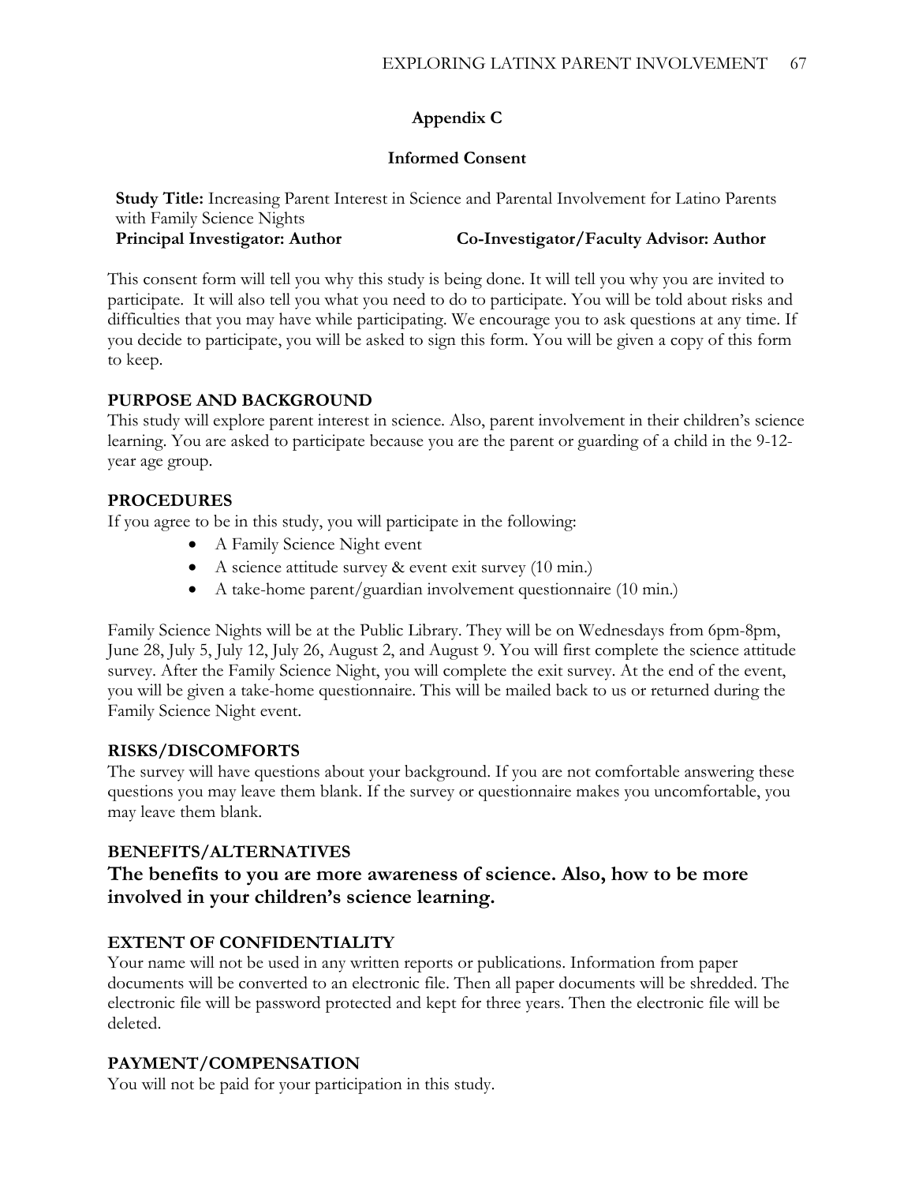## Appendix C

### Informed Consent

**Study Title:** Increasing Parent Interest in Science and Parental Involvement for Latino Parents with Family Science Nights
**Principal Investigator: Author** **Co-Investigator/Faculty Advisor: Author**

This consent form will tell you why this study is being done. It will tell you why you are invited to participate. It will also tell you what you need to do to participate. You will be told about risks and difficulties that you may have while participating. We encourage you to ask questions at any time. If you decide to participate, you will be asked to sign this form. You will be given a copy of this form to keep.

**PURPOSE AND BACKGROUND**

This study will explore parent interest in science. Also, parent involvement in their children's science learning. You are asked to participate because you are the parent or guarding of a child in the 9-12-year age group.

**PROCEDURES**

If you agree to be in this study, you will participate in the following:

- A Family Science Night event
- A science attitude survey & event exit survey (10 min.)
- A take-home parent/guardian involvement questionnaire (10 min.)

Family Science Nights will be at the Public Library. They will be on Wednesdays from 6pm-8pm, June 28, July 5, July 12, July 26, August 2, and August 9. You will first complete the science attitude survey. After the Family Science Night, you will complete the exit survey. At the end of the event, you will be given a take-home questionnaire. This will be mailed back to us or returned during the Family Science Night event.

**RISKS/DISCOMFORTS**

The survey will have questions about your background. If you are not comfortable answering these questions you may leave them blank. If the survey or questionnaire makes you uncomfortable, you may leave them blank.

**BENEFITS/ALTERNATIVES**

**The benefits to you are more awareness of science. Also, how to be more involved in your children's science learning.**

**EXTENT OF CONFIDENTIALITY**

Your name will not be used in any written reports or publications. Information from paper documents will be converted to an electronic file. Then all paper documents will be shredded. The electronic file will be password protected and kept for three years. Then the electronic file will be deleted.

**PAYMENT/COMPENSATION**

You will not be paid for your participation in this study.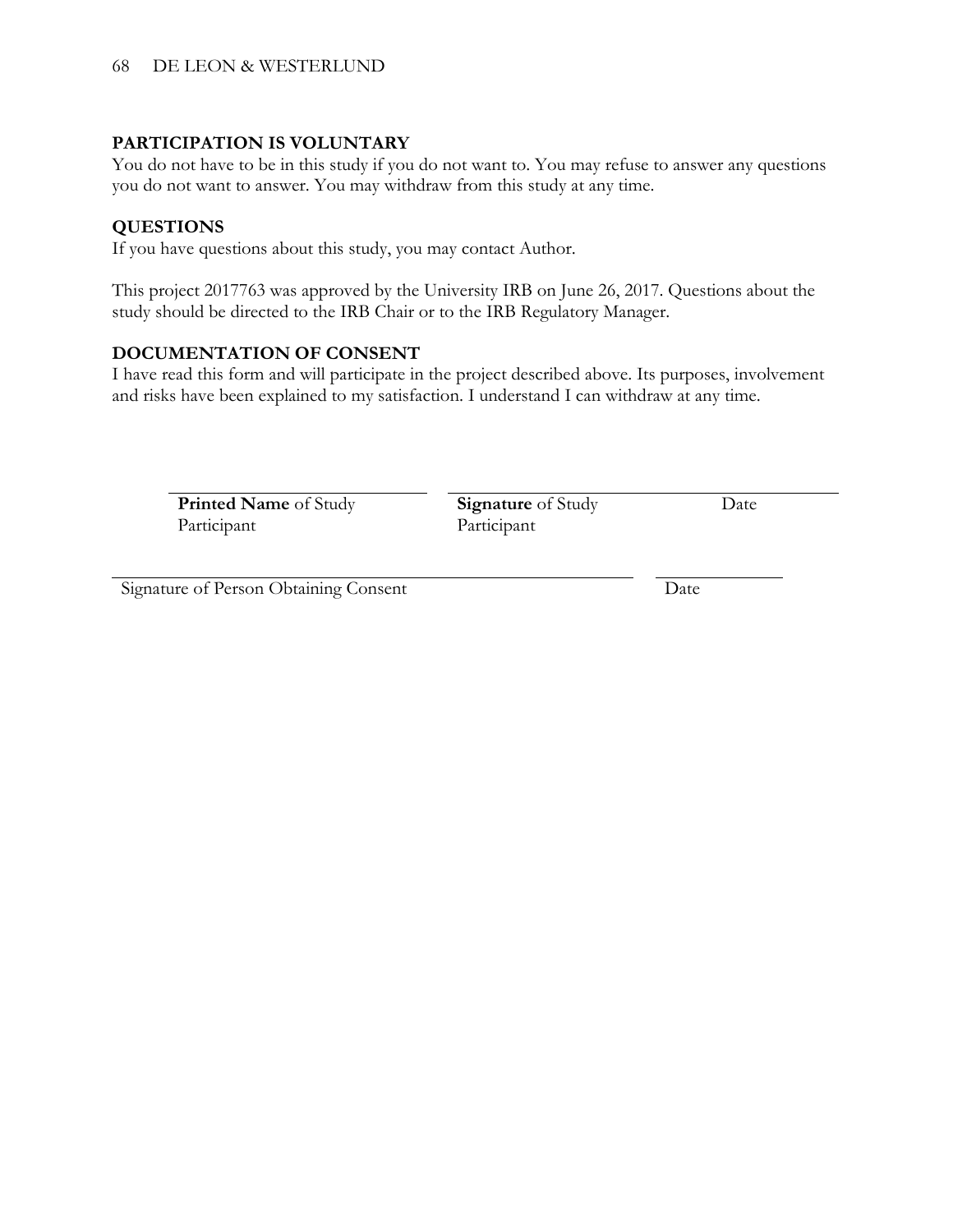**PARTICIPATION IS VOLUNTARY**
You do not have to be in this study if you do not want to. You may refuse to answer any questions you do not want to answer. You may withdraw from this study at any time.

**QUESTIONS**
If you have questions about this study, you may contact Author.

This project 2017763 was approved by the University IRB on June 26, 2017. Questions about the study should be directed to the IRB Chair or to the IRB Regulatory Manager.

**DOCUMENTATION OF CONSENT**
I have read this form and will participate in the project described above. Its purposes, involvement and risks have been explained to my satisfaction. I understand I can withdraw at any time.

| **Printed Name** of Study Participant | **Signature** of Study Participant | Date |
|---|---|---|

| Signature of Person Obtaining Consent | Date |
|---|---|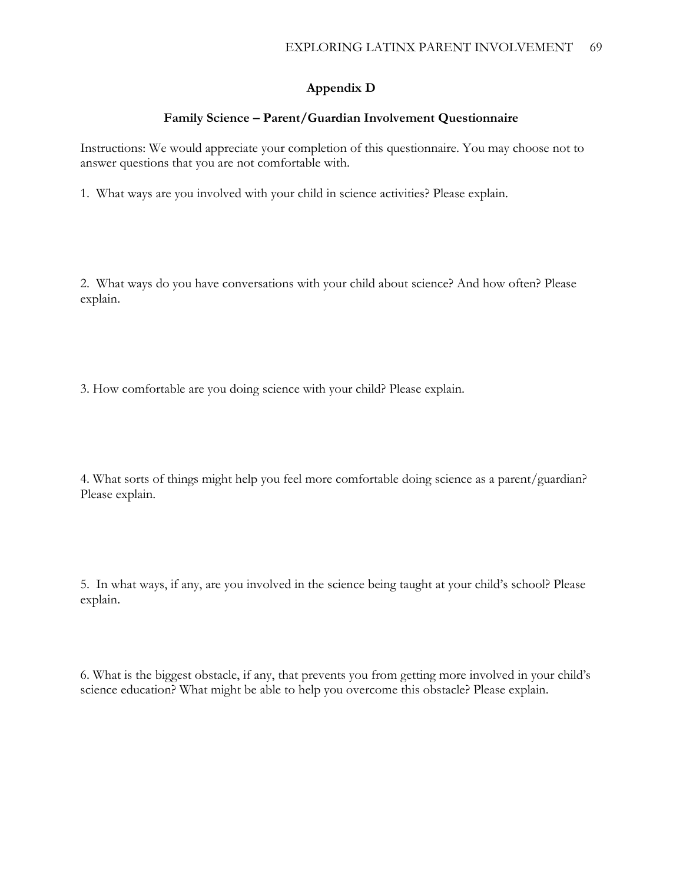## Appendix D

### Family Science – Parent/Guardian Involvement Questionnaire

Instructions: We would appreciate your completion of this questionnaire. You may choose not to answer questions that you are not comfortable with.

1. What ways are you involved with your child in science activities? Please explain.

2. What ways do you have conversations with your child about science? And how often? Please explain.

3. How comfortable are you doing science with your child? Please explain.

4. What sorts of things might help you feel more comfortable doing science as a parent/guardian? Please explain.

5. In what ways, if any, are you involved in the science being taught at your child's school? Please explain.

6. What is the biggest obstacle, if any, that prevents you from getting more involved in your child's science education? What might be able to help you overcome this obstacle? Please explain.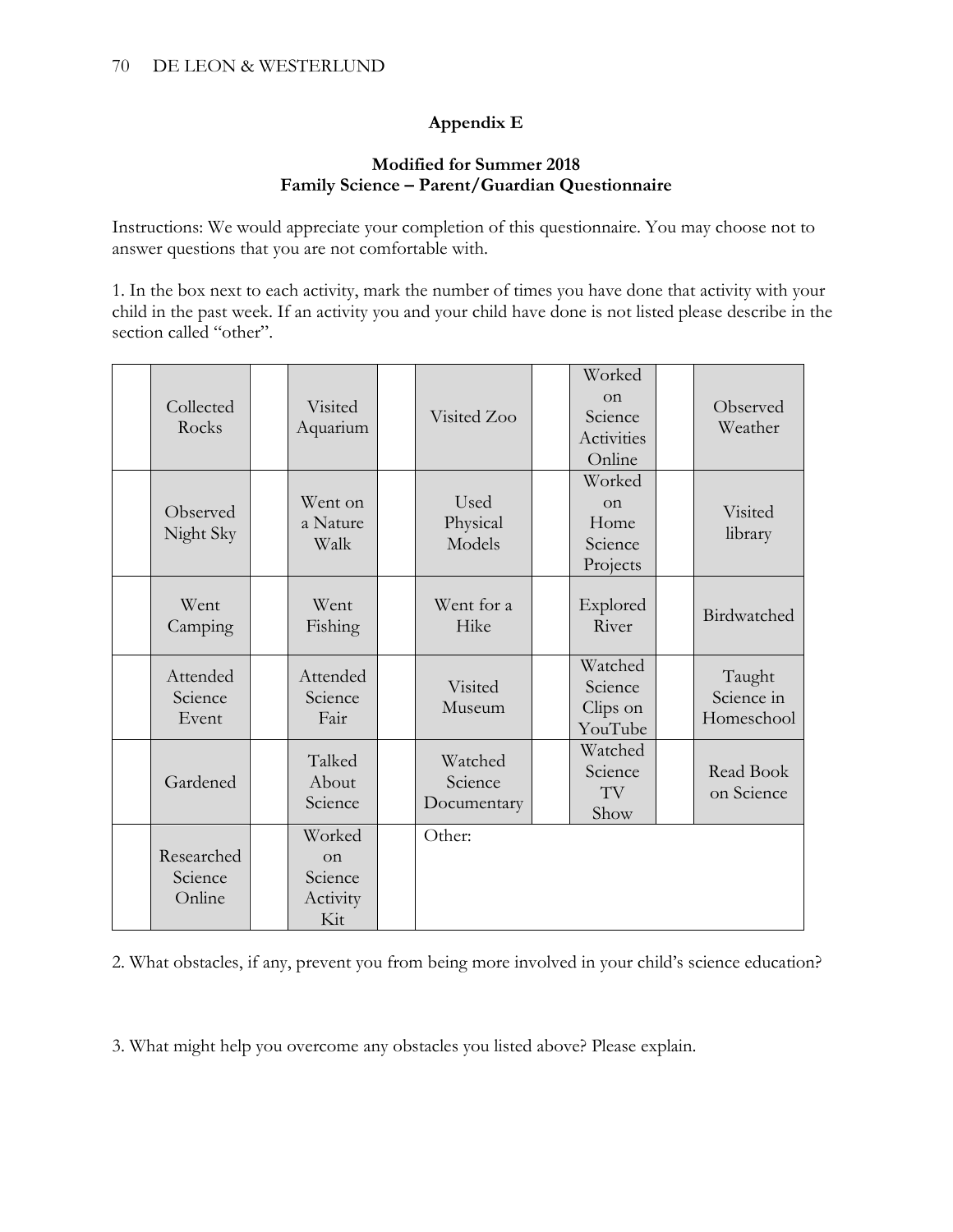## Appendix E

### Modified for Summer 2018
### Family Science – Parent/Guardian Questionnaire

Instructions: We would appreciate your completion of this questionnaire. You may choose not to answer questions that you are not comfortable with.

1. In the box next to each activity, mark the number of times you have done that activity with your child in the past week. If an activity you and your child have done is not listed please describe in the section called "other".

| | | | | | | | | | |
|---|---|---|---|---|---|---|---|---|---|
| | Collected Rocks | | Visited Aquarium | | Visited Zoo | | Worked on Science Activities Online | | Observed Weather |
| | Observed Night Sky | | Went on a Nature Walk | | Used Physical Models | | Worked on Home Science Projects | | Visited library |
| | Went Camping | | Went Fishing | | Went for a Hike | | Explored River | | Birdwatched |
| | Attended Science Event | | Attended Science Fair | | Visited Museum | | Watched Science Clips on YouTube | | Taught Science in Homeschool |
| | Gardened | | Talked About Science | | Watched Science Documentary | | Watched Science TV Show | | Read Book on Science |
| | Researched Science Online | | Worked on Science Activity Kit | | Other: | | | | |

2. What obstacles, if any, prevent you from being more involved in your child's science education?

3. What might help you overcome any obstacles you listed above? Please explain.